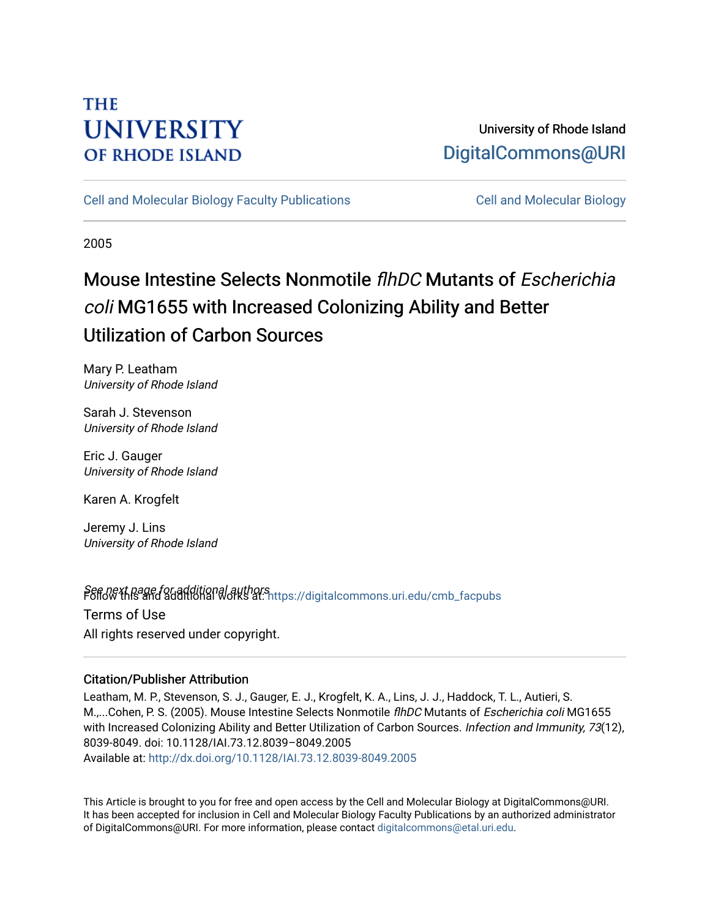THE UNIVERSITY OF RHODE ISLAND

University of Rhode Island
DigitalCommons@URI

Cell and Molecular Biology Faculty Publications

Cell and Molecular Biology

2005

# Mouse Intestine Selects Nonmotile *flhDC* Mutants of *Escherichia coli* MG1655 with Increased Colonizing Ability and Better Utilization of Carbon Sources

Mary P. Leatham
*University of Rhode Island*

Sarah J. Stevenson
*University of Rhode Island*

Eric J. Gauger
*University of Rhode Island*

Karen A. Krogfelt

Jeremy J. Lins
*University of Rhode Island*

*See next page for additional authors*

Follow this and additional works at: https://digitalcommons.uri.edu/cmb_facpubs

Terms of Use
All rights reserved under copyright.

## Citation/Publisher Attribution

Leatham, M. P., Stevenson, S. J., Gauger, E. J., Krogfelt, K. A., Lins, J. J., Haddock, T. L., Autieri, S. M.,...Cohen, P. S. (2005). Mouse Intestine Selects Nonmotile *flhDC* Mutants of *Escherichia coli* MG1655 with Increased Colonizing Ability and Better Utilization of Carbon Sources. *Infection and Immunity, 73*(12), 8039-8049. doi: 10.1128/IAI.73.12.8039–8049.2005
Available at: http://dx.doi.org/10.1128/IAI.73.12.8039-8049.2005

This Article is brought to you for free and open access by the Cell and Molecular Biology at DigitalCommons@URI. It has been accepted for inclusion in Cell and Molecular Biology Faculty Publications by an authorized administrator of DigitalCommons@URI. For more information, please contact digitalcommons@etal.uri.edu.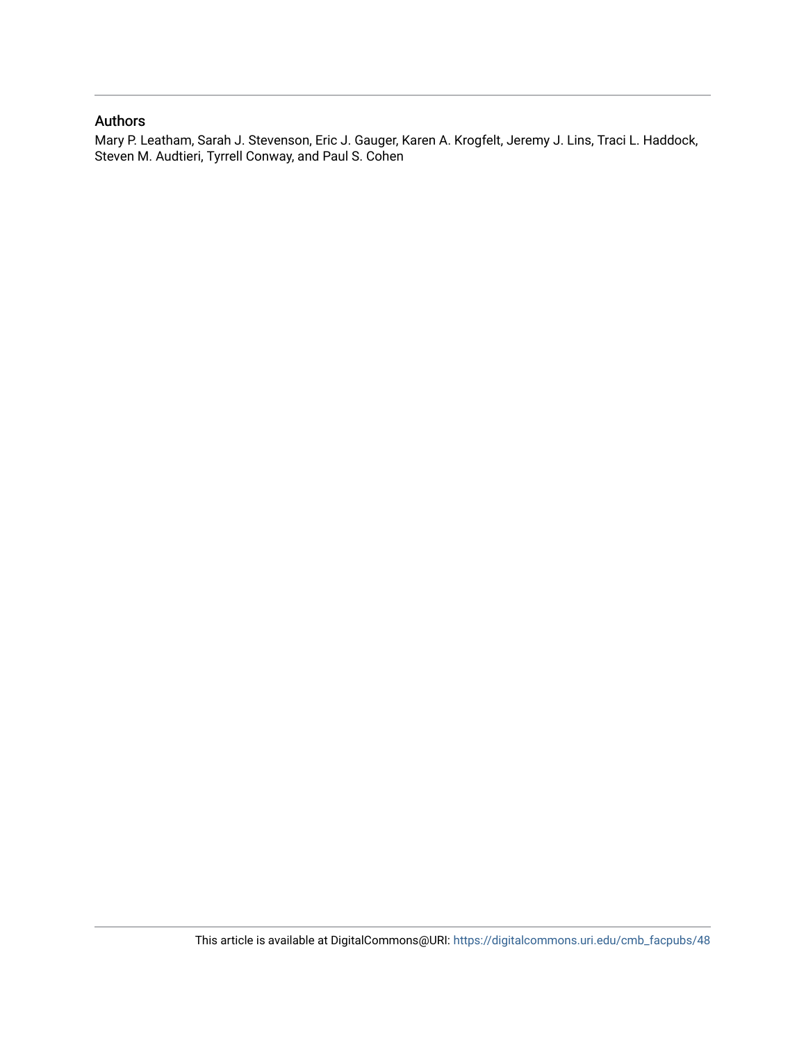## Authors

Mary P. Leatham, Sarah J. Stevenson, Eric J. Gauger, Karen A. Krogfelt, Jeremy J. Lins, Traci L. Haddock, Steven M. Audtieri, Tyrrell Conway, and Paul S. Cohen

This article is available at DigitalCommons@URI: https://digitalcommons.uri.edu/cmb_facpubs/48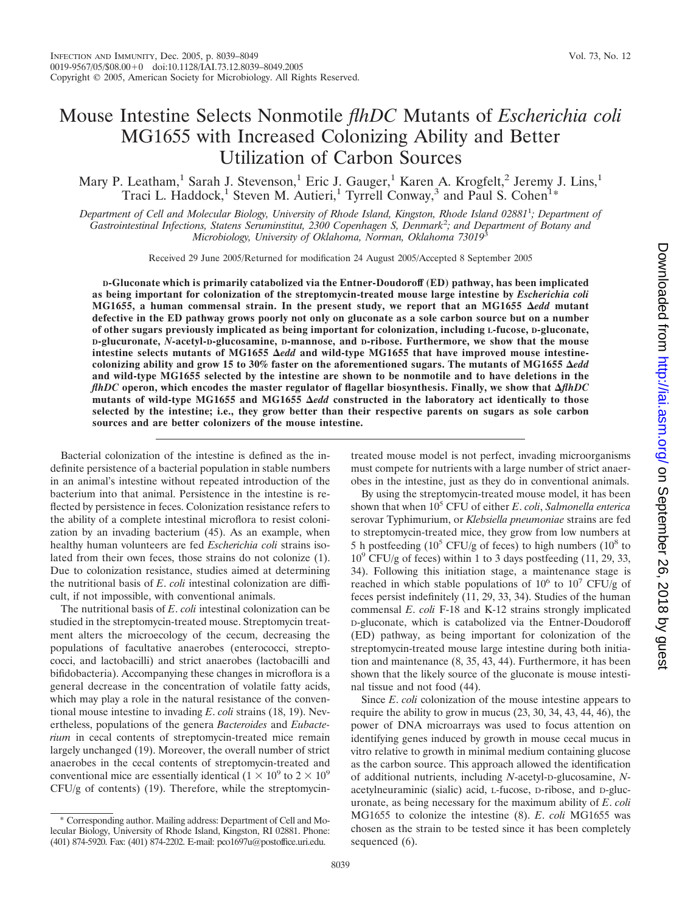# Mouse Intestine Selects Nonmotile *flhDC* Mutants of *Escherichia coli* MG1655 with Increased Colonizing Ability and Better Utilization of Carbon Sources

Mary P. Leatham,[1] Sarah J. Stevenson,[1] Eric J. Gauger,[1] Karen A. Krogfelt,[2] Jeremy J. Lins,[1] Traci L. Haddock,[1] Steven M. Autieri,[1] Tyrrell Conway,[3] and Paul S. Cohen[1]*

*Department of Cell and Molecular Biology, University of Rhode Island, Kingston, Rhode Island 02881*[1]*; Department of Gastrointestinal Infections, Statens Seruminstitut, 2300 Copenhagen S, Denmark*[2]*; and Department of Botany and Microbiology, University of Oklahoma, Norman, Oklahoma 73019*[3]

Received 29 June 2005/Returned for modification 24 August 2005/Accepted 8 September 2005

**D-Gluconate which is primarily catabolized via the Entner-Doudoroff (ED) pathway, has been implicated as being important for colonization of the streptomycin-treated mouse large intestine by *Escherichia coli* MG1655, a human commensal strain. In the present study, we report that an MG1655 Δ*edd* mutant defective in the ED pathway grows poorly not only on gluconate as a sole carbon source but on a number of other sugars previously implicated as being important for colonization, including L-fucose, D-gluconate, D-glucuronate, *N*-acetyl-D-glucosamine, D-mannose, and D-ribose. Furthermore, we show that the mouse intestine selects mutants of MG1655 Δ*edd* and wild-type MG1655 that have improved mouse intestine-colonizing ability and grow 15 to 30% faster on the aforementioned sugars. The mutants of MG1655 Δ*edd* and wild-type MG1655 selected by the intestine are shown to be nonmotile and to have deletions in the *flhDC* operon, which encodes the master regulator of flagellar biosynthesis. Finally, we show that Δ*flhDC* mutants of wild-type MG1655 and MG1655 Δ*edd* constructed in the laboratory act identically to those selected by the intestine; i.e., they grow better than their respective parents on sugars as sole carbon sources and are better colonizers of the mouse intestine.**

Bacterial colonization of the intestine is defined as the indefinite persistence of a bacterial population in stable numbers in an animal's intestine without repeated introduction of the bacterium into that animal. Persistence in the intestine is reflected by persistence in feces. Colonization resistance refers to the ability of a complete intestinal microflora to resist colonization by an invading bacterium (45). As an example, when healthy human volunteers are fed *Escherichia coli* strains isolated from their own feces, those strains do not colonize (1). Due to colonization resistance, studies aimed at determining the nutritional basis of *E. coli* intestinal colonization are difficult, if not impossible, with conventional animals.

The nutritional basis of *E. coli* intestinal colonization can be studied in the streptomycin-treated mouse. Streptomycin treatment alters the microecology of the cecum, decreasing the populations of facultative anaerobes (enterococci, streptococci, and lactobacilli) and strict anaerobes (lactobacilli and bifidobacteria). Accompanying these changes in microflora is a general decrease in the concentration of volatile fatty acids, which may play a role in the natural resistance of the conventional mouse intestine to invading *E. coli* strains (18, 19). Nevertheless, populations of the genera *Bacteroides* and *Eubacterium* in cecal contents of streptomycin-treated mice remain largely unchanged (19). Moreover, the overall number of strict anaerobes in the cecal contents of streptomycin-treated and conventional mice are essentially identical ($1 \times 10^9$ to $2 \times 10^9$ CFU/g of contents) (19). Therefore, while the streptomycin-treated mouse model is not perfect, invading microorganisms must compete for nutrients with a large number of strict anaerobes in the intestine, just as they do in conventional animals.

By using the streptomycin-treated mouse model, it has been shown that when $10^5$ CFU of either *E. coli*, *Salmonella enterica* serovar Typhimurium, or *Klebsiella pneumoniae* strains are fed to streptomycin-treated mice, they grow from low numbers at 5 h postfeeding ($10^5$ CFU/g of feces) to high numbers ($10^8$ to $10^9$ CFU/g of feces) within 1 to 3 days postfeeding (11, 29, 33, 34). Following this initiation stage, a maintenance stage is reached in which stable populations of $10^6$ to $10^7$ CFU/g of feces persist indefinitely (11, 29, 33, 34). Studies of the human commensal *E. coli* F-18 and K-12 strains strongly implicated D-gluconate, which is catabolized via the Entner-Doudoroff (ED) pathway, as being important for colonization of the streptomycin-treated mouse large intestine during both initiation and maintenance (8, 35, 43, 44). Furthermore, it has been shown that the likely source of the gluconate is mouse intestinal tissue and not food (44).

Since *E. coli* colonization of the mouse intestine appears to require the ability to grow in mucus (23, 30, 34, 43, 44, 46), the power of DNA microarrays was used to focus attention on identifying genes induced by growth in mouse cecal mucus in vitro relative to growth in minimal medium containing glucose as the carbon source. This approach allowed the identification of additional nutrients, including *N*-acetyl-D-glucosamine, *N*-acetylneuraminic (sialic) acid, L-fucose, D-ribose, and D-glucuronate, as being necessary for the maximum ability of *E. coli* MG1655 to colonize the intestine (8). *E. coli* MG1655 was chosen as the strain to be tested since it has been completely sequenced (6).

\* Corresponding author. Mailing address: Department of Cell and Molecular Biology, University of Rhode Island, Kingston, RI 02881. Phone: (401) 874-5920. Fax: (401) 874-2202. E-mail: pco1697u@postoffice.uri.edu.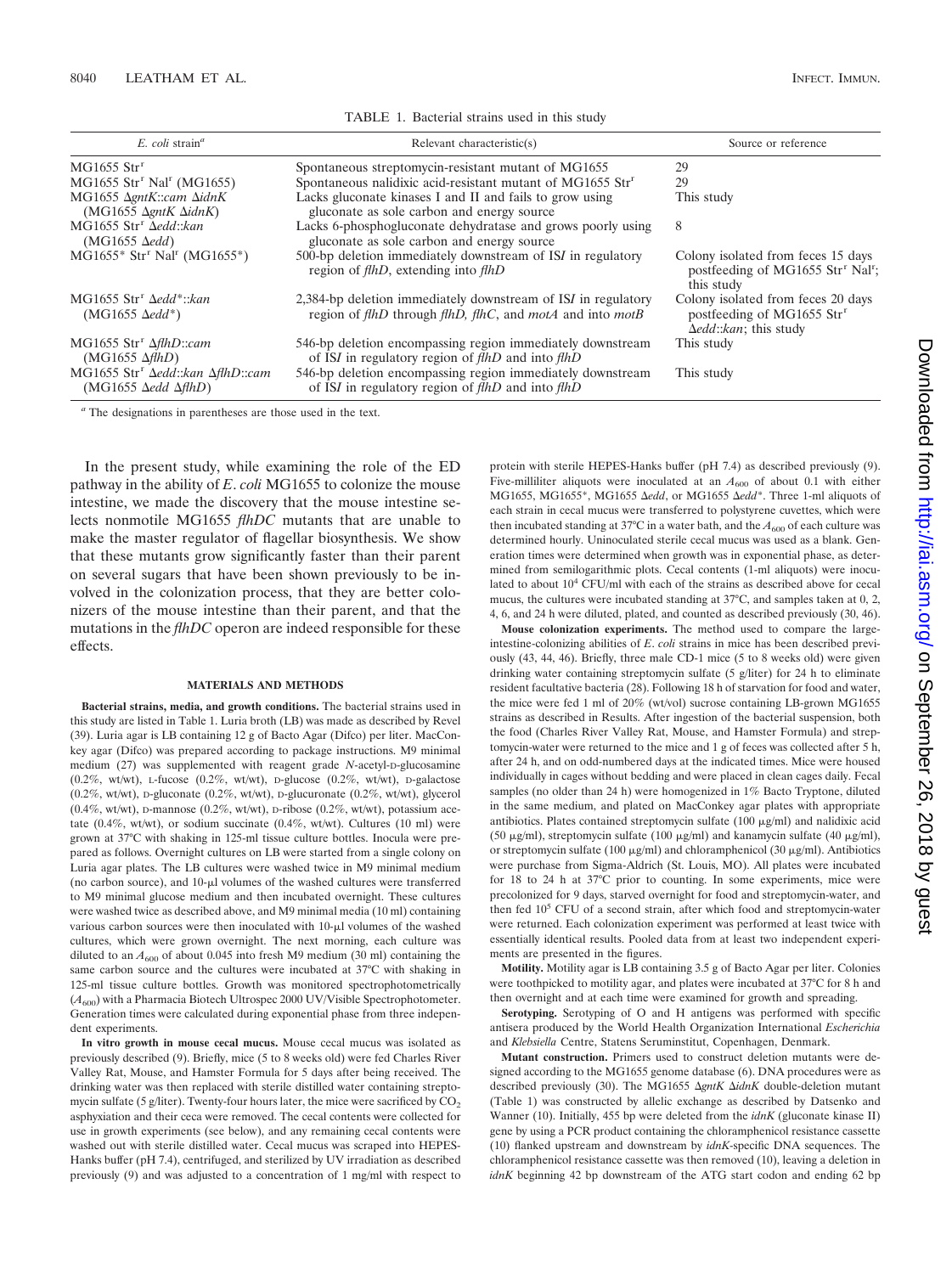TABLE 1. Bacterial strains used in this study

| *E. coli* strain[a] | Relevant characteristic(s) | Source or reference |
|---|---|---|
| MG1655 Str[r] | Spontaneous streptomycin-resistant mutant of MG1655 | 29 |
| MG1655 Str[r] Nal[r] (MG1655) | Spontaneous nalidixic acid-resistant mutant of MG1655 Str[r] | 29 |
| MG1655 Δ*gntK*::*cam* Δ*idnK* (MG1655 Δ*gntK* Δ*idnK*) | Lacks gluconate kinases I and II and fails to grow using gluconate as sole carbon and energy source | This study |
| MG1655 Str[r] Δ*edd*::*kan* (MG1655 Δ*edd*) | Lacks 6-phosphogluconate dehydratase and grows poorly using gluconate as sole carbon and energy source | 8 |
| MG1655* Str[r] Nal[r] (MG1655*) | 500-bp deletion immediately downstream of IS*1* in regulatory region of *flhD*, extending into *flhD* | Colony isolated from feces 15 days postfeeding of MG1655 Str[r] Nal[r]; this study |
| MG1655 Str[r] Δ*edd**::*kan* (MG1655 Δ*edd**) | 2,384-bp deletion immediately downstream of IS*1* in regulatory region of *flhD* through *flhD*, *flhC*, and *motA* and into *motB* | Colony isolated from feces 20 days postfeeding of MG1655 Str[r] Δ*edd*::*kan*; this study |
| MG1655 Str[r] Δ*flhD*::*cam* (MG1655 Δ*flhD*) | 546-bp deletion encompassing region immediately downstream of IS*1* in regulatory region of *flhD* and into *flhD* | This study |
| MG1655 Str[r] Δ*edd*::*kan* Δ*flhD*::*cam* (MG1655 Δ*edd* Δ*flhD*) | 546-bp deletion encompassing region immediately downstream of IS*1* in regulatory region of *flhD* and into *flhD* | This study |

[a] The designations in parentheses are those used in the text.

In the present study, while examining the role of the ED pathway in the ability of *E. coli* MG1655 to colonize the mouse intestine, we made the discovery that the mouse intestine selects nonmotile MG1655 *flhDC* mutants that are unable to make the master regulator of flagellar biosynthesis. We show that these mutants grow significantly faster than their parent on several sugars that have been shown previously to be involved in the colonization process, that they are better colonizers of the mouse intestine than their parent, and that the mutations in the *flhDC* operon are indeed responsible for these effects.

## MATERIALS AND METHODS

**Bacterial strains, media, and growth conditions.** The bacterial strains used in this study are listed in Table 1. Luria broth (LB) was made as described by Revel (39). Luria agar is LB containing 12 g of Bacto Agar (Difco) per liter. MacConkey agar (Difco) was prepared according to package instructions. M9 minimal medium (27) was supplemented with reagent grade *N*-acetyl-D-glucosamine (0.2%, wt/wt), L-fucose (0.2%, wt/wt), D-glucose (0.2%, wt/wt), D-galactose (0.2%, wt/wt), D-gluconate (0.2%, wt/wt), D-glucuronate (0.2%, wt/wt), glycerol (0.4%, wt/wt), D-mannose (0.2%, wt/wt), D-ribose (0.2%, wt/wt), potassium acetate (0.4%, wt/wt), or sodium succinate (0.4%, wt/wt). Cultures (10 ml) were grown at 37°C with shaking in 125-ml tissue culture bottles. Inocula were prepared as follows. Overnight cultures on LB were started from a single colony on Luria agar plates. The LB cultures were washed twice in M9 minimal medium (no carbon source), and 10-μl volumes of the washed cultures were transferred to M9 minimal glucose medium and then incubated overnight. These cultures were washed twice as described above, and M9 minimal media (10 ml) containing various carbon sources were then inoculated with 10-μl volumes of the washed cultures, which were grown overnight. The next morning, each culture was diluted to an $A_{600}$ of about 0.045 into fresh M9 medium (30 ml) containing the same carbon source and the cultures were incubated at 37°C with shaking in 125-ml tissue culture bottles. Growth was monitored spectrophotometrically ($A_{600}$) with a Pharmacia Biotech Ultrospec 2000 UV/Visible Spectrophotometer. Generation times were calculated during exponential phase from three independent experiments.

**In vitro growth in mouse cecal mucus.** Mouse cecal mucus was isolated as previously described (9). Briefly, mice (5 to 8 weeks old) were fed Charles River Valley Rat, Mouse, and Hamster Formula for 5 days after being received. The drinking water was then replaced with sterile distilled water containing streptomycin sulfate (5 g/liter). Twenty-four hours later, the mice were sacrificed by $CO_2$ asphyxiation and their ceca were removed. The cecal contents were collected for use in growth experiments (see below), and any remaining cecal contents were washed out with sterile distilled water. Cecal mucus was scraped into HEPES-Hanks buffer (pH 7.4), centrifuged, and sterilized by UV irradiation as described previously (9) and was adjusted to a concentration of 1 mg/ml with respect to protein with sterile HEPES-Hanks buffer (pH 7.4) as described previously (9). Five-milliliter aliquots were inoculated at an $A_{600}$ of about 0.1 with either MG1655, MG1655*, MG1655 Δ*edd*, or MG1655 Δ*edd**. Three 1-ml aliquots of each strain in cecal mucus were transferred to polystyrene cuvettes, which were then incubated standing at 37°C in a water bath, and the $A_{600}$ of each culture was determined hourly. Uninoculated sterile cecal mucus was used as a blank. Generation times were determined when growth was in exponential phase, as determined from semilogarithmic plots. Cecal contents (1-ml aliquots) were inoculated to about $10^4$ CFU/ml with each of the strains as described above for cecal mucus, the cultures were incubated standing at 37°C, and samples taken at 0, 2, 4, 6, and 24 h were diluted, plated, and counted as described previously (30, 46).

**Mouse colonization experiments.** The method used to compare the large-intestine-colonizing abilities of *E. coli* strains in mice has been described previously (43, 44, 46). Briefly, three male CD-1 mice (5 to 8 weeks old) were given drinking water containing streptomycin sulfate (5 g/liter) for 24 h to eliminate resident facultative bacteria (28). Following 18 h of starvation for food and water, the mice were fed 1 ml of 20% (wt/vol) sucrose containing LB-grown MG1655 strains as described in Results. After ingestion of the bacterial suspension, both the food (Charles River Valley Rat, Mouse, and Hamster Formula) and streptomycin-water were returned to the mice and 1 g of feces was collected after 5 h, after 24 h, and on odd-numbered days at the indicated times. Mice were housed individually in cages without bedding and were placed in clean cages daily. Fecal samples (no older than 24 h) were homogenized in 1% Bacto Tryptone, diluted in the same medium, and plated on MacConkey agar plates with appropriate antibiotics. Plates contained streptomycin sulfate (100 μg/ml) and nalidixic acid (50 μg/ml), streptomycin sulfate (100 μg/ml) and kanamycin sulfate (40 μg/ml), or streptomycin sulfate (100 μg/ml) and chloramphenicol (30 μg/ml). Antibiotics were purchase from Sigma-Aldrich (St. Louis, MO). All plates were incubated for 18 to 24 h at 37°C prior to counting. In some experiments, mice were precolonized for 9 days, starved overnight for food and streptomycin-water, and then fed $10^5$ CFU of a second strain, after which food and streptomycin-water were returned. Each colonization experiment was performed at least twice with essentially identical results. Pooled data from at least two independent experiments are presented in the figures.

**Motility.** Motility agar is LB containing 3.5 g of Bacto Agar per liter. Colonies were toothpicked to motility agar, and plates were incubated at 37°C for 8 h and then overnight and at each time were examined for growth and spreading.

**Serotyping.** Serotyping of O and H antigens was performed with specific antisera produced by the World Health Organization International *Escherichia* and *Klebsiella* Centre, Statens Seruminstitut, Copenhagen, Denmark.

**Mutant construction.** Primers used to construct deletion mutants were designed according to the MG1655 genome database (6). DNA procedures were as described previously (30). The MG1655 Δ*gntK* Δ*idnK* double-deletion mutant (Table 1) was constructed by allelic exchange as described by Datsenko and Wanner (10). Initially, 455 bp were deleted from the *idnK* (gluconate kinase II) gene by using a PCR product containing the chloramphenicol resistance cassette (10) flanked upstream and downstream by *idnK*-specific DNA sequences. The chloramphenicol resistance cassette was then removed (10), leaving a deletion in *idnK* beginning 42 bp downstream of the ATG start codon and ending 62 bp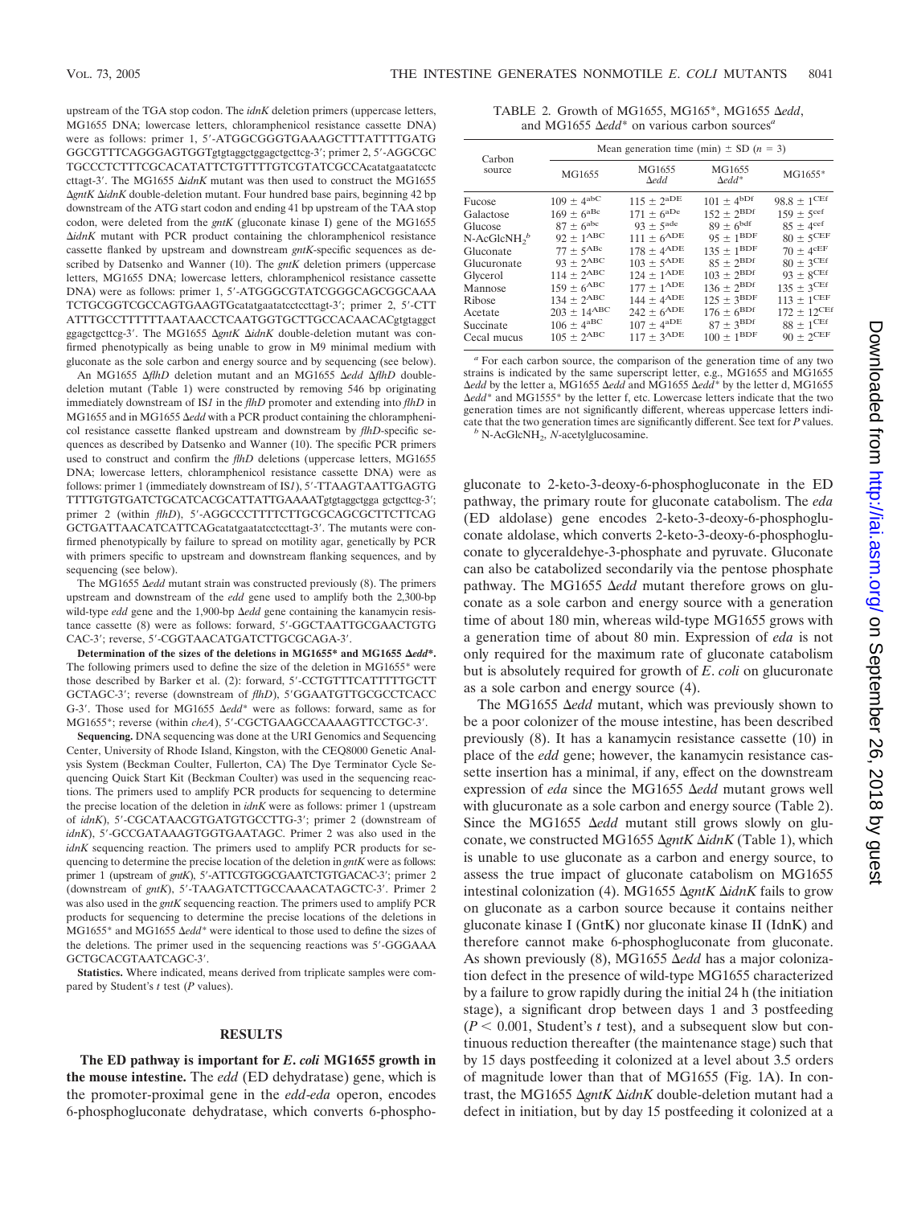upstream of the TGA stop codon. The *idnK* deletion primers (uppercase letters, MG1655 DNA; lowercase letters, chloramphenicol resistance cassette DNA) were as follows: primer 1, 5′-ATGGCGGGTGAAAGCTTTATTTTGATG GGCGTTTCAGGGAGTGGTgtgtaggctggagctgcttcg-3′; primer 2, 5′-AGGCGC TGCCCTCTTTCGCACATATTCTGTTTTGTCGTATCGCCAcatatgaatatcctc cttagt-3′. The MG1655 Δ*idnK* mutant was then used to construct the MG1655 Δ*gntK* Δ*idnK* double-deletion mutant. Four hundred base pairs, beginning 42 bp downstream of the ATG start codon and ending 41 bp upstream of the TAA stop codon, were deleted from the *gntK* (gluconate kinase I) gene of the MG1655 Δ*idnK* mutant with PCR product containing the chloramphenicol resistance cassette flanked by upstream and downstream *gntK*-specific sequences as described by Datsenko and Wanner (10). The *gntK* deletion primers (uppercase letters, MG1655 DNA; lowercase letters, chloramphenicol resistance cassette DNA) were as follows: primer 1, 5′-ATGGGCGTATCGGGCAGCGGCAAA TCTGCGGTCGCCAGTGAAGTGcatatgaatatcctccttagt-3′; primer 2, 5′-CTT ATTTGCCTTTTTTAATAACCTCAATGGTGCTTGCCACAACAGgtgtaggct ggagctgcttcg-3′. The MG1655 Δ*gntK* Δ*idnK* double-deletion mutant was confirmed phenotypically as being unable to grow in M9 minimal medium with gluconate as the sole carbon and energy source and by sequencing (see below).

An MG1655 Δ*flhD* deletion mutant and an MG1655 Δ*edd* Δ*flhD* double-deletion mutant (Table 1) were constructed by removing 546 bp originating immediately downstream of IS*1* in the *flhD* promoter and extending into *flhD* in MG1655 and in MG1655 Δ*edd* with a PCR product containing the chloramphenicol resistance cassette flanked upstream and downstream by *flhD*-specific sequences as described by Datsenko and Wanner (10). The specific PCR primers used to construct and confirm the *flhD* deletions (uppercase letters, MG1655 DNA; lowercase letters, chloramphenicol resistance cassette DNA) were as follows: primer 1 (immediately downstream of IS*1*), 5′-TTAAGTAATTGAGTG TTTTGTGTGATCTGCATCACGCATTATTGAAAATgtgtaggctgga gctgcttcg-3′; primer 2 (within *flhD*), 5′-AGGCCCTTTTCTTGCGCAGCGCTTCTTCAG GCTGATTAACATCATTCAGcatatgaatatcctccttagt-3′. The mutants were confirmed phenotypically by failure to spread on motility agar, genetically by PCR with primers specific to upstream and downstream flanking sequences, and by sequencing (see below).

The MG1655 Δ*edd* mutant strain was constructed previously (8). The primers upstream and downstream of the *edd* gene used to amplify both the 2,300-bp wild-type *edd* gene and the 1,900-bp Δ*edd* gene containing the kanamycin resistance cassette (8) were as follows: forward, 5′-GGCTAATTGCGAACTGTG CAC-3′; reverse, 5′-CGGTAACATGATCTTGCGCAGA-3′.

**Determination of the sizes of the deletions in MG1655\* and MG1655 Δ*edd*\*.** The following primers used to define the size of the deletion in MG1655* were those described by Barker et al. (2): forward, 5′-CCTGTTTCATTTTTGCTT GCTAGC-3′; reverse (downstream of *flhD*), 5′GGAATGTTGCGCCTCACC G-3′. Those used for MG1655 Δ*edd** were as follows: forward, same as for MG1655*; reverse (within *cheA*), 5′-CGCTGAAGCCAAAAGTTCCTGC-3′.

**Sequencing.** DNA sequencing was done at the URI Genomics and Sequencing Center, University of Rhode Island, Kingston, with the CEQ8000 Genetic Analysis System (Beckman Coulter, Fullerton, CA) The Dye Terminator Cycle Sequencing Quick Start Kit (Beckman Coulter) was used in the sequencing reactions. The primers used to amplify PCR products for sequencing to determine the precise location of the deletion in *idnK* were as follows: primer 1 (upstream of *idnK*), 5′-CGCATAACGTGATGTGCCTTG-3′; primer 2 (downstream of *idnK*), 5′-GCCGATAAAGTGGTGAATAGC. Primer 2 was also used in the *idnK* sequencing reaction. The primers used to amplify PCR products for sequencing to determine the precise location of the deletion in *gntK* were as follows: primer 1 (upstream of *gntK*), 5′-ATTCGTGGCGAATCTGTGACAC-3′; primer 2 (downstream of *gntK*), 5′-TAAGATCTTGCCAAACATAGCTC-3′. Primer 2 was also used in the *gntK* sequencing reaction. The primers used to amplify PCR products for sequencing to determine the precise locations of the deletions in MG1655* and MG1655 Δ*edd** were identical to those used to define the sizes of the deletions. The primer used in the sequencing reactions was 5′-GGGAAA GCTGCACGTAATCAGC-3′.

**Statistics.** Where indicated, means derived from triplicate samples were compared by Student's *t* test (*P* values).

## RESULTS

**The ED pathway is important for *E. coli* MG1655 growth in the mouse intestine.** The *edd* (ED dehydratase) gene, which is the promoter-proximal gene in the *edd-eda* operon, encodes 6-phosphogluconate dehydratase, which converts 6-phosphogluconate to 2-keto-3-deoxy-6-phosphogluconate in the ED pathway, the primary route for gluconate catabolism. The *eda* (ED aldolase) gene encodes 2-keto-3-deoxy-6-phosphogluconate aldolase, which converts 2-keto-3-deoxy-6-phosphogluconate to glyceraldehyde-3-phosphate and pyruvate. Gluconate can also be catabolized secondarily via the pentose phosphate pathway. The MG1655 Δ*edd* mutant therefore grows on gluconate as a sole carbon and energy source with a generation time of about 180 min, whereas wild-type MG1655 grows with a generation time of about 80 min. Expression of *eda* is not only required for the maximum rate of gluconate catabolism but is absolutely required for growth of *E. coli* on glucuronate as a sole carbon and energy source (4).

TABLE 2. Growth of MG1655, MG165*, MG1655 Δ*edd*, and MG1655 Δ*edd** on various carbon sources[a]

| Carbon source | Mean generation time (min) ± SD ($n = 3$) | | | |
|---|---|---|---|---|
| | MG1655 | MG1655 Δ*edd* | MG1655 Δ*edd** | MG1655* |
| Fucose | $109 \pm 4^{abC}$ | $115 \pm 2^{aDE}$ | $101 \pm 4^{bDf}$ | $98.8 \pm 1^{CEf}$ |
| Galactose | $169 \pm 6^{aBc}$ | $171 \pm 6^{aDe}$ | $152 \pm 2^{BDf}$ | $159 \pm 5^{cef}$ |
| Glucose | $87 \pm 6^{abc}$ | $93 \pm 5^{ade}$ | $89 \pm 6^{bdf}$ | $85 \pm 4^{cef}$ |
| N-AcGlcNH$_2$[b] | $92 \pm 1^{ABC}$ | $111 \pm 6^{ADE}$ | $95 \pm 1^{BDF}$ | $80 \pm 5^{CEF}$ |
| Gluconate | $77 \pm 5^{ABc}$ | $178 \pm 4^{ADE}$ | $135 \pm 1^{BDF}$ | $70 \pm 4^{cEF}$ |
| Glucuronate | $93 \pm 2^{ABC}$ | $103 \pm 5^{ADE}$ | $85 \pm 2^{BDf}$ | $80 \pm 3^{CEf}$ |
| Glycerol | $114 \pm 2^{ABC}$ | $124 \pm 1^{ADE}$ | $103 \pm 2^{BDf}$ | $93 \pm 8^{CEf}$ |
| Mannose | $159 \pm 6^{ABC}$ | $177 \pm 1^{ADE}$ | $136 \pm 2^{BDf}$ | $135 \pm 3^{CEf}$ |
| Ribose | $134 \pm 2^{ABC}$ | $144 \pm 4^{ADE}$ | $125 \pm 3^{BDF}$ | $113 \pm 1^{CEF}$ |
| Acetate | $203 \pm 14^{ABC}$ | $242 \pm 6^{ADE}$ | $176 \pm 6^{BDf}$ | $172 \pm 12^{CEf}$ |
| Succinate | $106 \pm 4^{aBC}$ | $107 \pm 4^{aDE}$ | $87 \pm 3^{BDf}$ | $88 \pm 1^{CEf}$ |
| Cecal mucus | $105 \pm 2^{ABC}$ | $117 \pm 3^{ADE}$ | $100 \pm 1^{BDF}$ | $90 \pm 2^{CEF}$ |

[a] For each carbon source, the comparison of the generation time of any two strains is indicated by the same superscript letter, e.g., MG1655 and MG1655 Δ*edd* by the letter a, MG1655 Δ*edd* and MG1655 Δ*edd** by the letter d, MG1655 Δ*edd** and MG1555* by the letter f, etc. Lowercase letters indicate that the two generation times are not significantly different, whereas uppercase letters indicate that the two generation times are significantly different. See text for *P* values.

[b] N-AcGlcNH$_2$, *N*-acetylglucosamine.

The MG1655 Δ*edd* mutant, which was previously shown to be a poor colonizer of the mouse intestine, has been described previously (8). It has a kanamycin resistance cassette (10) in place of the *edd* gene; however, the kanamycin resistance cassette insertion has a minimal, if any, effect on the downstream expression of *eda* since the MG1655 Δ*edd* mutant grows well with glucuronate as a sole carbon and energy source (Table 2). Since the MG1655 Δ*edd* mutant still grows slowly on gluconate, we constructed MG1655 Δ*gntK* Δ*idnK* (Table 1), which is unable to use gluconate as a carbon and energy source, to assess the true impact of gluconate catabolism on MG1655 intestinal colonization (4). MG1655 Δ*gntK* Δ*idnK* fails to grow on gluconate as a carbon source because it contains neither gluconate kinase I (GntK) nor gluconate kinase II (IdnK) and therefore cannot make 6-phosphogluconate from gluconate. As shown previously (8), MG1655 Δ*edd* has a major colonization defect in the presence of wild-type MG1655 characterized by a failure to grow rapidly during the initial 24 h (the initiation stage), a significant drop between days 1 and 3 postfeeding ($P < 0.001$, Student's *t* test), and a subsequent slow but continuous reduction thereafter (the maintenance stage) such that by 15 days postfeeding it colonized at a level about 3.5 orders of magnitude lower than that of MG1655 (Fig. 1A). In contrast, the MG1655 Δ*gntK* Δ*idnK* double-deletion mutant had a defect in initiation, but by day 15 postfeeding it colonized at a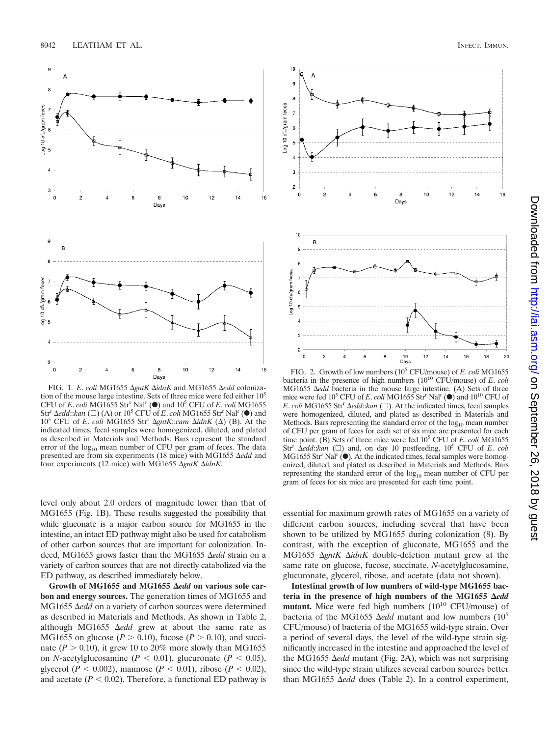FIG. 1. *E. coli* MG1655 Δ*gntK* Δ*idnK* and MG1655 Δ*edd* colonization of the mouse large intestine. Sets of three mice were fed either $10^5$ CFU of *E. coli* MG1655 Str$^r$ Nal$^r$ (●) and $10^5$ CFU of *E. coli* MG1655 Str$^r$ Δ*edd*::*kan* (□) (A) or $10^5$ CFU of *E. coli* MG1655 Str$^r$ Nal$^r$ (●) and $10^5$ CFU of *E. coli* MG1655 Str$^r$ Δ*gntK*::*cam* Δ*idnK* (Δ) (B). At the indicated times, fecal samples were homogenized, diluted, and plated as described in Materials and Methods. Bars represent the standard error of the $\log_{10}$ mean number of CFU per gram of feces. The data presented are from six experiments (18 mice) with MG1655 Δ*edd* and four experiments (12 mice) with MG1655 Δ*gntK* Δ*idnK*.

FIG. 2. Growth of low numbers ($10^5$ CFU/mouse) of *E. coli* MG1655 bacteria in the presence of high numbers ($10^{10}$ CFU/mouse) of *E. coli* MG1655 Δ*edd* bacteria in the mouse large intestine. (A) Sets of three mice were fed $10^5$ CFU of *E. coli* MG1655 Str$^r$ Nal$^r$ (●) and $10^{10}$ CFU of *E. coli* MG1655 Str$^r$ Δ*edd*::*kan* (□). At the indicated times, fecal samples were homogenized, diluted, and plated as described in Materials and Methods. Bars representing the standard error of the $\log_{10}$ mean number of CFU per gram of feces for each set of six mice are presented for each time point. (B) Sets of three mice were fed $10^5$ CFU of *E. coli* MG1655 Str$^r$ Δ*edd*::*kan* (□) and, on day 10 postfeeding, $10^5$ CFU of *E. coli* MG1655 Str$^r$ Nal$^r$ (●). At the indicated times, fecal samples were homogenized, diluted, and plated as described in Materials and Methods. Bars representing the standard error of the $\log_{10}$ mean number of CFU per gram of feces for six mice are presented for each time point.

level only about 2.0 orders of magnitude lower than that of MG1655 (Fig. 1B). These results suggested the possibility that while gluconate is a major carbon source for MG1655 in the intestine, an intact ED pathway might also be used for catabolism of other carbon sources that are important for colonization. Indeed, MG1655 grows faster than the MG1655 Δ*edd* strain on a variety of carbon sources that are not directly catabolized via the ED pathway, as described immediately below.

**Growth of MG1655 and MG1655 Δ*edd* on various sole carbon and energy sources.** The generation times of MG1655 and MG1655 Δ*edd* on a variety of carbon sources were determined as described in Materials and Methods. As shown in Table 2, although MG1655 Δ*edd* grew at about the same rate as MG1655 on glucose ($P > 0.10$), fucose ($P > 0.10$), and succinate ($P > 0.10$), it grew 10 to 20% more slowly than MG1655 on *N*-acetylglucosamine ($P < 0.01$), glucuronate ($P < 0.05$), glycerol ($P < 0.002$), mannose ($P < 0.01$), ribose ($P < 0.02$), and acetate ($P < 0.02$). Therefore, a functional ED pathway is essential for maximum growth rates of MG1655 on a variety of different carbon sources, including several that have been shown to be utilized by MG1655 during colonization (8). By contrast, with the exception of gluconate, MG1655 and the MG1655 Δ*gntK* Δ*idnK* double-deletion mutant grew at the same rate on glucose, fucose, succinate, *N*-acetylglucosamine, glucuronate, glycerol, ribose, and acetate (data not shown).

**Intestinal growth of low numbers of wild-type MG1655 bacteria in the presence of high numbers of the MG1655 Δ*edd* mutant.** Mice were fed high numbers ($10^{10}$ CFU/mouse) of bacteria of the MG1655 Δ*edd* mutant and low numbers ($10^5$ CFU/mouse) of bacteria of the MG1655 wild-type strain. Over a period of several days, the level of the wild-type strain significantly increased in the intestine and approached the level of the MG1655 Δ*edd* mutant (Fig. 2A), which was not surprising since the wild-type strain utilizes several carbon sources better than MG1655 Δ*edd* does (Table 2). In a control experiment,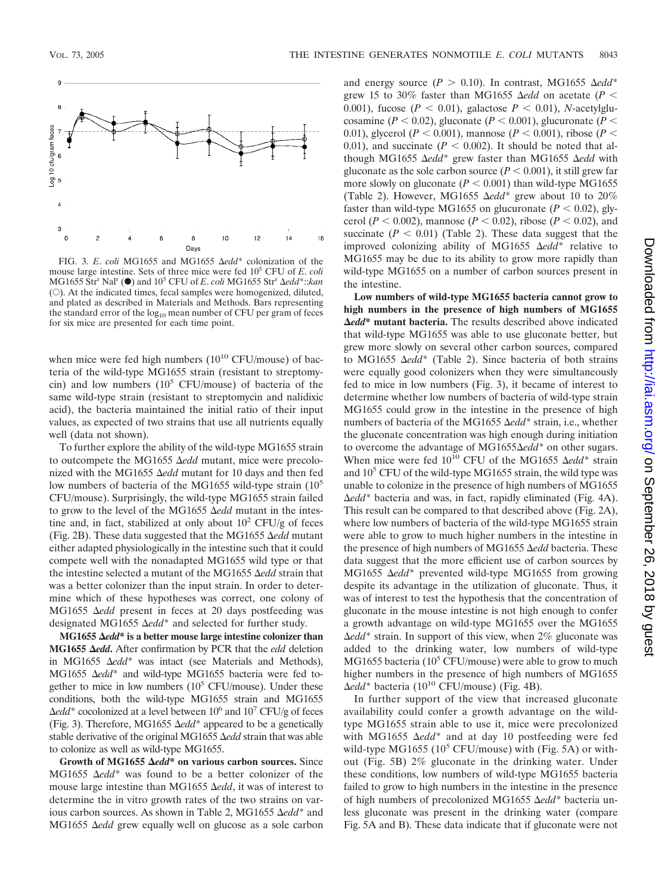FIG. 3. *E. coli* MG1655 and MG1655 Δ*edd** colonization of the mouse large intestine. Sets of three mice were fed $10^5$ CFU of *E. coli* MG1655 Str$^r$ Nal$^r$ (●) and $10^5$ CFU of *E. coli* MG1655 Str$^r$ Δ*edd**::*kan* (○). At the indicated times, fecal samples were homogenized, diluted, and plated as described in Materials and Methods. Bars representing the standard error of the $\log_{10}$ mean number of CFU per gram of feces for six mice are presented for each time point.

when mice were fed high numbers ($10^{10}$ CFU/mouse) of bacteria of the wild-type MG1655 strain (resistant to streptomycin) and low numbers ($10^5$ CFU/mouse) of bacteria of the same wild-type strain (resistant to streptomycin and nalidixic acid), the bacteria maintained the initial ratio of their input values, as expected of two strains that use all nutrients equally well (data not shown).

To further explore the ability of the wild-type MG1655 strain to outcompete the MG1655 Δ*edd* mutant, mice were precolonized with the MG1655 Δ*edd* mutant for 10 days and then fed low numbers of bacteria of the MG1655 wild-type strain ($10^5$ CFU/mouse). Surprisingly, the wild-type MG1655 strain failed to grow to the level of the MG1655 Δ*edd* mutant in the intestine and, in fact, stabilized at only about $10^2$ CFU/g of feces (Fig. 2B). These data suggested that the MG1655 Δ*edd* mutant either adapted physiologically in the intestine such that it could compete well with the nonadapted MG1655 wild type or that the intestine selected a mutant of the MG1655 Δ*edd* strain that was a better colonizer than the input strain. In order to determine which of these hypotheses was correct, one colony of MG1655 Δ*edd* present in feces at 20 days postfeeding was designated MG1655 Δ*edd** and selected for further study.

**MG1655 Δ*edd** is a better mouse large intestine colonizer than MG1655 Δ*edd*.** After confirmation by PCR that the *edd* deletion in MG1655 Δ*edd** was intact (see Materials and Methods), MG1655 Δ*edd** and wild-type MG1655 bacteria were fed together to mice in low numbers ($10^5$ CFU/mouse). Under these conditions, both the wild-type MG1655 strain and MG1655 Δ*edd** cocolonized at a level between $10^6$ and $10^7$ CFU/g of feces (Fig. 3). Therefore, MG1655 Δ*edd** appeared to be a genetically stable derivative of the original MG1655 Δ*edd* strain that was able to colonize as well as wild-type MG1655.

**Growth of MG1655 Δ*edd** on various carbon sources.** Since MG1655 Δ*edd** was found to be a better colonizer of the mouse large intestine than MG1655 Δ*edd*, it was of interest to determine the in vitro growth rates of the two strains on various carbon sources. As shown in Table 2, MG1655 Δ*edd** and MG1655 Δ*edd* grew equally well on glucose as a sole carbon and energy source ($P > 0.10$). In contrast, MG1655 Δ*edd** grew 15 to 30% faster than MG1655 Δ*edd* on acetate ($P < 0.001$), fucose ($P < 0.01$), galactose $P < 0.01$), *N*-acetylglucosamine ($P < 0.02$), gluconate ($P < 0.001$), glucuronate ($P < 0.01$), glycerol ($P < 0.001$), mannose ($P < 0.001$), ribose ($P < 0.01$), and succinate ($P < 0.002$). It should be noted that although MG1655 Δ*edd** grew faster than MG1655 Δ*edd* with gluconate as the sole carbon source ($P < 0.001$), it still grew far more slowly on gluconate ($P < 0.001$) than wild-type MG1655 (Table 2). However, MG1655 Δ*edd** grew about 10 to 20% faster than wild-type MG1655 on glucuronate ($P < 0.02$), glycerol ($P < 0.002$), mannose ($P < 0.02$), ribose ($P < 0.02$), and succinate ($P < 0.01$) (Table 2). These data suggest that the improved colonizing ability of MG1655 Δ*edd** relative to MG1655 may be due to its ability to grow more rapidly than wild-type MG1655 on a number of carbon sources present in the intestine.

**Low numbers of wild-type MG1655 bacteria cannot grow to high numbers in the presence of high numbers of MG1655 Δ*edd** mutant bacteria.** The results described above indicated that wild-type MG1655 was able to use gluconate better, but grew more slowly on several other carbon sources, compared to MG1655 Δ*edd** (Table 2). Since bacteria of both strains were equally good colonizers when they were simultaneously fed to mice in low numbers (Fig. 3), it became of interest to determine whether low numbers of bacteria of wild-type strain MG1655 could grow in the intestine in the presence of high numbers of bacteria of the MG1655 Δ*edd** strain, i.e., whether the gluconate concentration was high enough during initiation to overcome the advantage of MG1655Δ*edd** on other sugars. When mice were fed $10^{10}$ CFU of the MG1655 Δ*edd** strain and $10^5$ CFU of the wild-type MG1655 strain, the wild type was unable to colonize in the presence of high numbers of MG1655 Δ*edd** bacteria and was, in fact, rapidly eliminated (Fig. 4A). This result can be compared to that described above (Fig. 2A), where low numbers of bacteria of the wild-type MG1655 strain were able to grow to much higher numbers in the intestine in the presence of high numbers of MG1655 Δ*edd* bacteria. These data suggest that the more efficient use of carbon sources by MG1655 Δ*edd** prevented wild-type MG1655 from growing despite its advantage in the utilization of gluconate. Thus, it was of interest to test the hypothesis that the concentration of gluconate in the mouse intestine is not high enough to confer a growth advantage on wild-type MG1655 over the MG1655 Δ*edd** strain. In support of this view, when 2% gluconate was added to the drinking water, low numbers of wild-type MG1655 bacteria ($10^5$ CFU/mouse) were able to grow to much higher numbers in the presence of high numbers of MG1655 Δ*edd** bacteria ($10^{10}$ CFU/mouse) (Fig. 4B).

In further support of the view that increased gluconate availability could confer a growth advantage on the wild-type MG1655 strain able to use it, mice were precolonized with MG1655 Δ*edd** and at day 10 postfeeding were fed wild-type MG1655 ($10^5$ CFU/mouse) with (Fig. 5A) or without (Fig. 5B) 2% gluconate in the drinking water. Under these conditions, low numbers of wild-type MG1655 bacteria failed to grow to high numbers in the intestine in the presence of high numbers of precolonized MG1655 Δ*edd** bacteria unless gluconate was present in the drinking water (compare Fig. 5A and B). These data indicate that if gluconate were not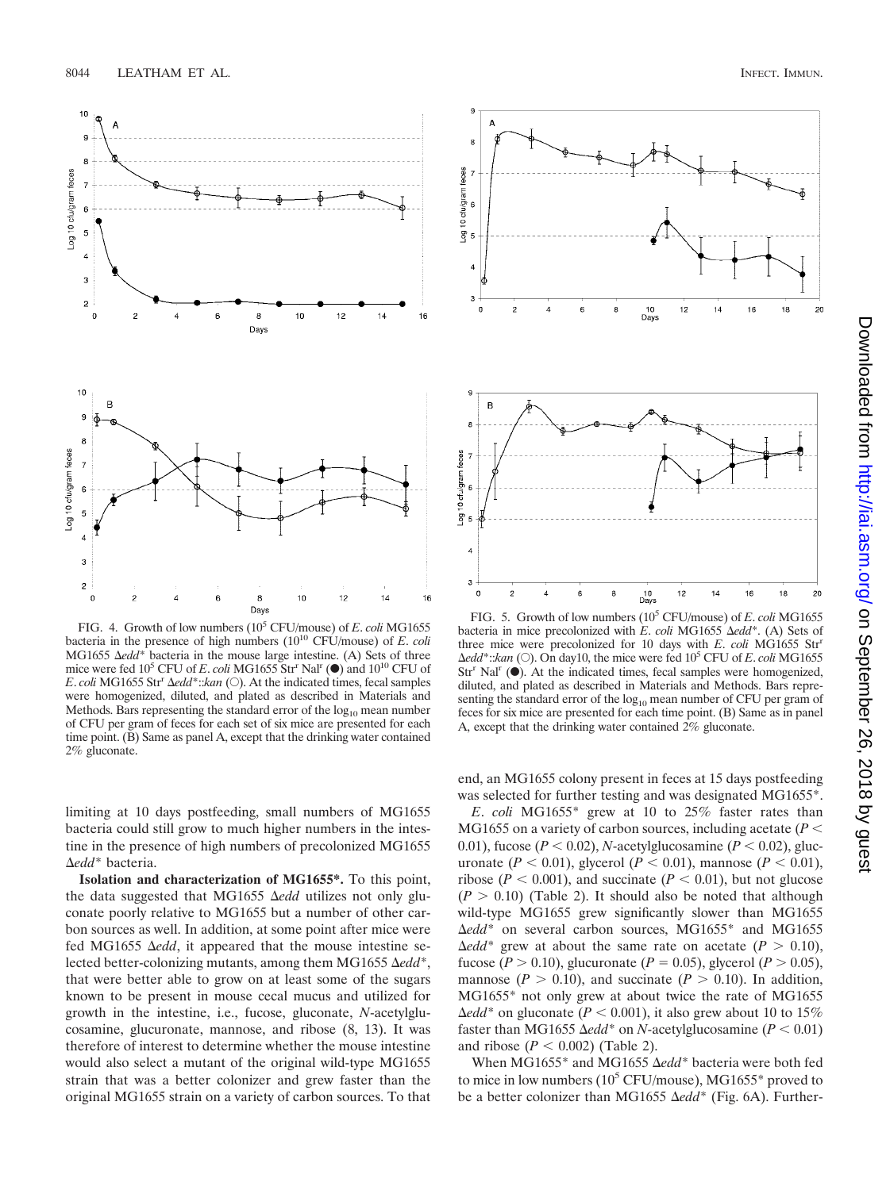FIG. 4. Growth of low numbers ($10^5$ CFU/mouse) of *E. coli* MG1655 bacteria in the presence of high numbers ($10^{10}$ CFU/mouse) of *E. coli* MG1655 Δ*edd*\* bacteria in the mouse large intestine. (A) Sets of three mice were fed $10^5$ CFU of *E. coli* MG1655 Str$^r$ Nal$^r$ (●) and $10^{10}$ CFU of *E. coli* MG1655 Str$^r$ Δ*edd*\*::*kan* (○). At the indicated times, fecal samples were homogenized, diluted, and plated as described in Materials and Methods. Bars representing the standard error of the $\log_{10}$ mean number of CFU per gram of feces for each set of six mice are presented for each time point. (B) Same as panel A, except that the drinking water contained 2% gluconate.

FIG. 5. Growth of low numbers ($10^5$ CFU/mouse) of *E. coli* MG1655 bacteria in mice precolonized with *E. coli* MG1655 Δ*edd*\*. (A) Sets of three mice were precolonized for 10 days with *E. coli* MG1655 Str$^r$ Δ*edd*\*::*kan* (○). On day10, the mice were fed $10^5$ CFU of *E. coli* MG1655 Str$^r$ Nal$^r$ (●). At the indicated times, fecal samples were homogenized, diluted, and plated as described in Materials and Methods. Bars representing the standard error of the $\log_{10}$ mean number of CFU per gram of feces for six mice are presented for each time point. (B) Same as in panel A, except that the drinking water contained 2% gluconate.

limiting at 10 days postfeeding, small numbers of MG1655 bacteria could still grow to much higher numbers in the intestine in the presence of high numbers of precolonized MG1655 Δ*edd*\* bacteria.

**Isolation and characterization of MG1655\*.** To this point, the data suggested that MG1655 Δ*edd* utilizes not only gluconate poorly relative to MG1655 but a number of other carbon sources as well. In addition, at some point after mice were fed MG1655 Δ*edd*, it appeared that the mouse intestine selected better-colonizing mutants, among them MG1655 Δ*edd*\*, that were better able to grow on at least some of the sugars known to be present in mouse cecal mucus and utilized for growth in the intestine, i.e., fucose, gluconate, *N*-acetylglucosamine, glucuronate, mannose, and ribose (8, 13). It was therefore of interest to determine whether the mouse intestine would also select a mutant of the original wild-type MG1655 strain that was a better colonizer and grew faster than the original MG1655 strain on a variety of carbon sources. To that end, an MG1655 colony present in feces at 15 days postfeeding was selected for further testing and was designated MG1655\*.

*E. coli* MG1655\* grew at 10 to 25% faster rates than MG1655 on a variety of carbon sources, including acetate ($P < 0.01$), fucose ($P < 0.02$), *N*-acetylglucosamine ($P < 0.02$), glucuronate ($P < 0.01$), glycerol ($P < 0.01$), mannose ($P < 0.01$), ribose ($P < 0.001$), and succinate ($P < 0.01$), but not glucose ($P > 0.10$) (Table 2). It should also be noted that although wild-type MG1655 grew significantly slower than MG1655 Δ*edd*\* on several carbon sources, MG1655\* and MG1655 Δ*edd*\* grew at about the same rate on acetate ($P > 0.10$), fucose ($P > 0.10$), glucuronate ($P = 0.05$), glycerol ($P > 0.05$), mannose ($P > 0.10$), and succinate ($P > 0.10$). In addition, MG1655\* not only grew at about twice the rate of MG1655 Δ*edd*\* on gluconate ($P < 0.001$), it also grew about 10 to 15% faster than MG1655 Δ*edd*\* on *N*-acetylglucosamine ($P < 0.01$) and ribose ($P < 0.002$) (Table 2).

When MG1655\* and MG1655 Δ*edd*\* bacteria were both fed to mice in low numbers ($10^5$ CFU/mouse), MG1655\* proved to be a better colonizer than MG1655 Δ*edd*\* (Fig. 6A). Further-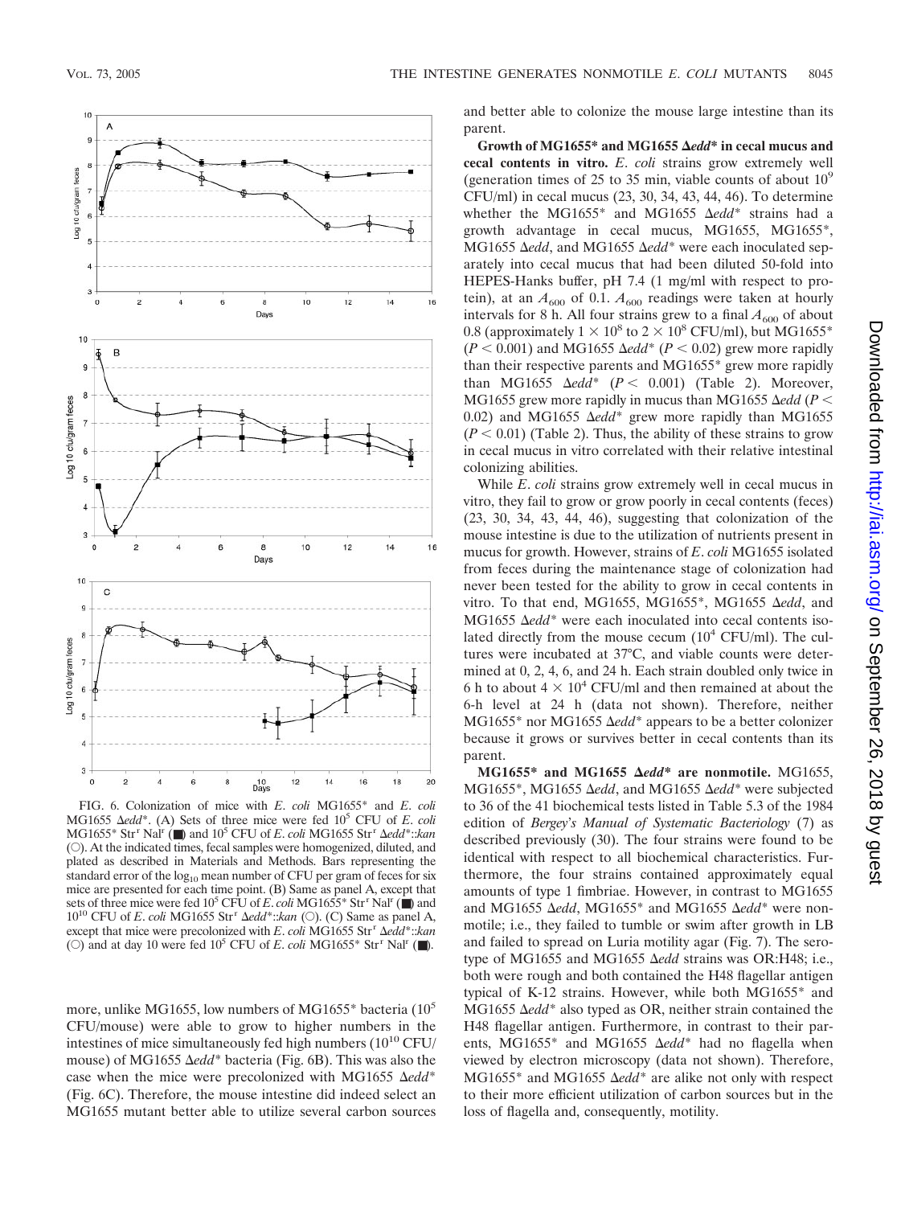FIG. 6. Colonization of mice with *E. coli* MG1655* and *E. coli* MG1655 Δ*edd**. (A) Sets of three mice were fed $10^5$ CFU of *E. coli* MG1655* Str[r] Nal[r] (■) and $10^5$ CFU of *E. coli* MG1655 Str[r] Δ*edd**::*kan* (○). At the indicated times, fecal samples were homogenized, diluted, and plated as described in Materials and Methods. Bars representing the standard error of the $\log_{10}$ mean number of CFU per gram of feces for six mice are presented for each time point. (B) Same as panel A, except that sets of three mice were fed $10^5$ CFU of *E. coli* MG1655* Str[r] Nal[r] (■) and $10^{10}$ CFU of *E. coli* MG1655 Str[r] Δ*edd**::*kan* (○). (C) Same as panel A, except that mice were precolonized with *E. coli* MG1655 Str[r] Δ*edd**::*kan* (○) and at day 10 were fed $10^5$ CFU of *E. coli* MG1655* Str[r] Nal[r] (■).

more, unlike MG1655, low numbers of MG1655* bacteria ($10^5$ CFU/mouse) were able to grow to higher numbers in the intestines of mice simultaneously fed high numbers ($10^{10}$ CFU/mouse) of MG1655 Δ*edd** bacteria (Fig. 6B). This was also the case when the mice were precolonized with MG1655 Δ*edd** (Fig. 6C). Therefore, the mouse intestine did indeed select an MG1655 mutant better able to utilize several carbon sources and better able to colonize the mouse large intestine than its parent.

**Growth of MG1655* and MG1655 Δ*edd** in cecal mucus and cecal contents in vitro.** *E. coli* strains grow extremely well (generation times of 25 to 35 min, viable counts of about $10^9$ CFU/ml) in cecal mucus (23, 30, 34, 43, 44, 46). To determine whether the MG1655* and MG1655 Δ*edd** strains had a growth advantage in cecal mucus, MG1655, MG1655*, MG1655 Δ*edd*, and MG1655 Δ*edd** were each inoculated separately into cecal mucus that had been diluted 50-fold into HEPES-Hanks buffer, pH 7.4 (1 mg/ml with respect to protein), at an $A_{600}$ of 0.1. $A_{600}$ readings were taken at hourly intervals for 8 h. All four strains grew to a final $A_{600}$ of about 0.8 (approximately $1 \times 10^8$ to $2 \times 10^8$ CFU/ml), but MG1655* ($P < 0.001$) and MG1655 Δ*edd** ($P < 0.02$) grew more rapidly than their respective parents and MG1655* grew more rapidly than MG1655 Δ*edd** ($P < 0.001$) (Table 2). Moreover, MG1655 grew more rapidly in mucus than MG1655 Δ*edd* ($P < 0.02$) and MG1655 Δ*edd** grew more rapidly than MG1655 ($P < 0.01$) (Table 2). Thus, the ability of these strains to grow in cecal mucus in vitro correlated with their relative intestinal colonizing abilities.

While *E. coli* strains grow extremely well in cecal mucus in vitro, they fail to grow or grow poorly in cecal contents (feces) (23, 30, 34, 43, 44, 46), suggesting that colonization of the mouse intestine is due to the utilization of nutrients present in mucus for growth. However, strains of *E. coli* MG1655 isolated from feces during the maintenance stage of colonization had never been tested for the ability to grow in cecal contents in vitro. To that end, MG1655, MG1655*, MG1655 Δ*edd*, and MG1655 Δ*edd** were each inoculated into cecal contents isolated directly from the mouse cecum ($10^4$ CFU/ml). The cultures were incubated at 37°C, and viable counts were determined at 0, 2, 4, 6, and 24 h. Each strain doubled only twice in 6 h to about $4 \times 10^4$ CFU/ml and then remained at about the 6-h level at 24 h (data not shown). Therefore, neither MG1655* nor MG1655 Δ*edd** appears to be a better colonizer because it grows or survives better in cecal contents than its parent.

**MG1655* and MG1655 Δ*edd** are nonmotile.** MG1655, MG1655*, MG1655 Δ*edd*, and MG1655 Δ*edd** were subjected to 36 of the 41 biochemical tests listed in Table 5.3 of the 1984 edition of *Bergey's Manual of Systematic Bacteriology* (7) as described previously (30). The four strains were found to be identical with respect to all biochemical characteristics. Furthermore, the four strains contained approximately equal amounts of type 1 fimbriae. However, in contrast to MG1655 and MG1655 Δ*edd*, MG1655* and MG1655 Δ*edd** were nonmotile; i.e., they failed to tumble or swim after growth in LB and failed to spread on Luria motility agar (Fig. 7). The serotype of MG1655 and MG1655 Δ*edd* strains was OR:H48; i.e., both were rough and both contained the H48 flagellar antigen typical of K-12 strains. However, while both MG1655* and MG1655 Δ*edd** also typed as OR, neither strain contained the H48 flagellar antigen. Furthermore, in contrast to their parents, MG1655* and MG1655 Δ*edd** had no flagella when viewed by electron microscopy (data not shown). Therefore, MG1655* and MG1655 Δ*edd** are alike not only with respect to their more efficient utilization of carbon sources but in the loss of flagella and, consequently, motility.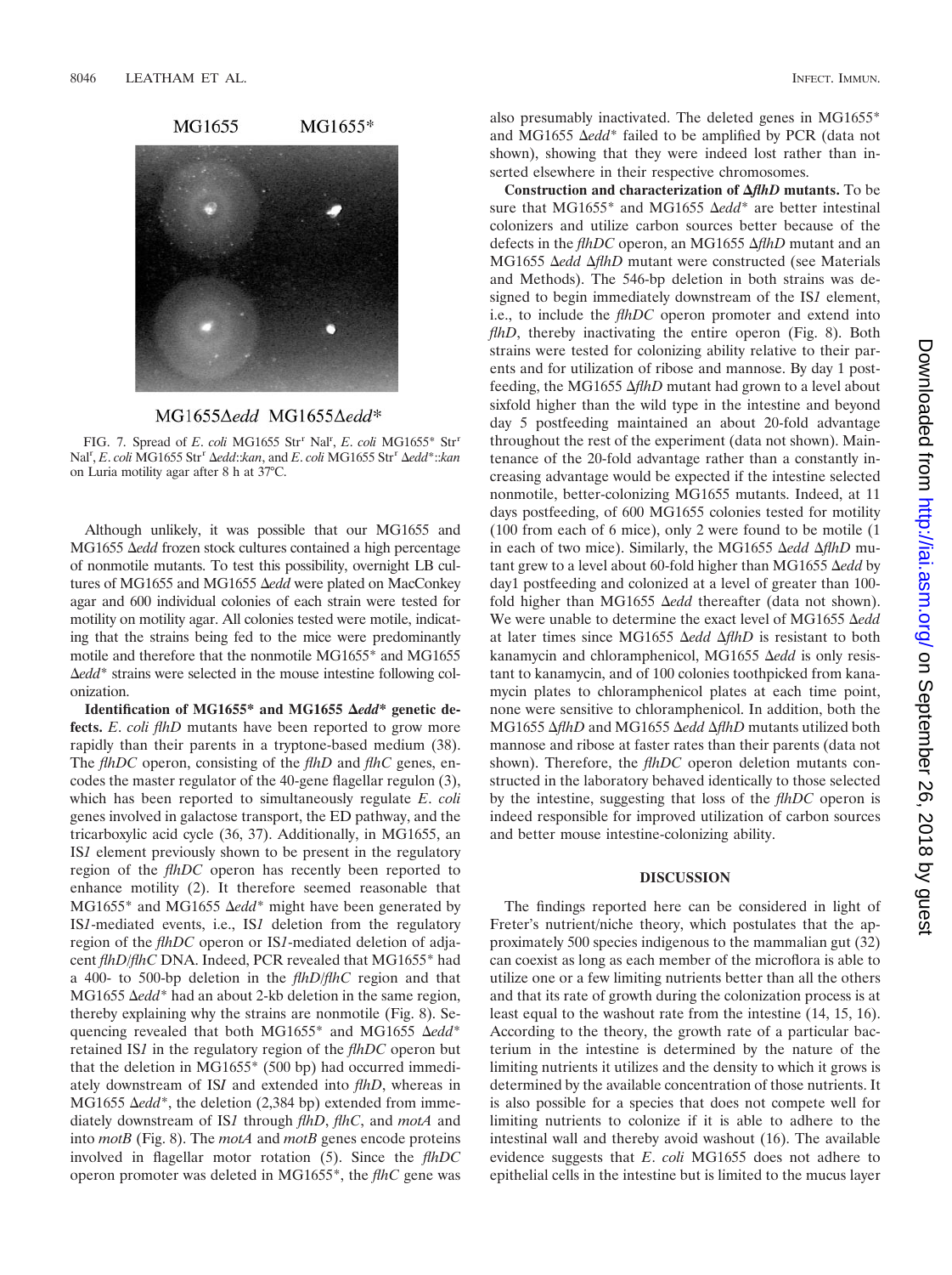MG1655 MG1655*

MG1655Δ*edd* MG1655Δ*edd**

FIG. 7. Spread of *E. coli* MG1655 Str[r] Nal[r], *E. coli* MG1655* Str[r] Nal[r], *E. coli* MG1655 Str[r] Δ*edd*::*kan*, and *E. coli* MG1655 Str[r] Δ*edd**::*kan* on Luria motility agar after 8 h at 37°C.

Although unlikely, it was possible that our MG1655 and MG1655 Δ*edd* frozen stock cultures contained a high percentage of nonmotile mutants. To test this possibility, overnight LB cultures of MG1655 and MG1655 Δ*edd* were plated on MacConkey agar and 600 individual colonies of each strain were tested for motility on motility agar. All colonies tested were motile, indicating that the strains being fed to the mice were predominantly motile and therefore that the nonmotile MG1655* and MG1655 Δ*edd** strains were selected in the mouse intestine following colonization.

**Identification of MG1655* and MG1655 Δ*edd** genetic defects.** *E. coli flhD* mutants have been reported to grow more rapidly than their parents in a tryptone-based medium (38). The *flhDC* operon, consisting of the *flhD* and *flhC* genes, encodes the master regulator of the 40-gene flagellar regulon (3), which has been reported to simultaneously regulate *E. coli* genes involved in galactose transport, the ED pathway, and the tricarboxylic acid cycle (36, 37). Additionally, in MG1655, an IS*1* element previously shown to be present in the regulatory region of the *flhDC* operon has recently been reported to enhance motility (2). It therefore seemed reasonable that MG1655* and MG1655 Δ*edd** might have been generated by IS*1*-mediated events, i.e., IS*1* deletion from the regulatory region of the *flhDC* operon or IS*1*-mediated deletion of adjacent *flhD*/*flhC* DNA. Indeed, PCR revealed that MG1655* had a 400- to 500-bp deletion in the *flhD*/*flhC* region and that MG1655 Δ*edd** had an about 2-kb deletion in the same region, thereby explaining why the strains are nonmotile (Fig. 8). Sequencing revealed that both MG1655* and MG1655 Δ*edd** retained IS*1* in the regulatory region of the *flhDC* operon but that the deletion in MG1655* (500 bp) had occurred immediately downstream of IS*I* and extended into *flhD*, whereas in MG1655 Δ*edd**, the deletion (2,384 bp) extended from immediately downstream of IS*1* through *flhD*, *flhC*, and *motA* and into *motB* (Fig. 8). The *motA* and *motB* genes encode proteins involved in flagellar motor rotation (5). Since the *flhDC* operon promoter was deleted in MG1655*, the *flhC* gene was also presumably inactivated. The deleted genes in MG1655* and MG1655 Δ*edd** failed to be amplified by PCR (data not shown), showing that they were indeed lost rather than inserted elsewhere in their respective chromosomes.

**Construction and characterization of Δ*flhD* mutants.** To be sure that MG1655* and MG1655 Δ*edd** are better intestinal colonizers and utilize carbon sources better because of the defects in the *flhDC* operon, an MG1655 Δ*flhD* mutant and an MG1655 Δ*edd* Δ*flhD* mutant were constructed (see Materials and Methods). The 546-bp deletion in both strains was designed to begin immediately downstream of the IS*1* element, i.e., to include the *flhDC* operon promoter and extend into *flhD*, thereby inactivating the entire operon (Fig. 8). Both strains were tested for colonizing ability relative to their parents and for utilization of ribose and mannose. By day 1 postfeeding, the MG1655 Δ*flhD* mutant had grown to a level about sixfold higher than the wild type in the intestine and beyond day 5 postfeeding maintained an about 20-fold advantage throughout the rest of the experiment (data not shown). Maintenance of the 20-fold advantage rather than a constantly increasing advantage would be expected if the intestine selected nonmotile, better-colonizing MG1655 mutants. Indeed, at 11 days postfeeding, of 600 MG1655 colonies tested for motility (100 from each of 6 mice), only 2 were found to be motile (1 in each of two mice). Similarly, the MG1655 Δ*edd* Δ*flhD* mutant grew to a level about 60-fold higher than MG1655 Δ*edd* by day1 postfeeding and colonized at a level of greater than 100-fold higher than MG1655 Δ*edd* thereafter (data not shown). We were unable to determine the exact level of MG1655 Δ*edd* at later times since MG1655 Δ*edd* Δ*flhD* is resistant to both kanamycin and chloramphenicol, MG1655 Δ*edd* is only resistant to kanamycin, and of 100 colonies toothpicked from kanamycin plates to chloramphenicol plates at each time point, none were sensitive to chloramphenicol. In addition, both the MG1655 Δ*flhD* and MG1655 Δ*edd* Δ*flhD* mutants utilized both mannose and ribose at faster rates than their parents (data not shown). Therefore, the *flhDC* operon deletion mutants constructed in the laboratory behaved identically to those selected by the intestine, suggesting that loss of the *flhDC* operon is indeed responsible for improved utilization of carbon sources and better mouse intestine-colonizing ability.

## DISCUSSION

The findings reported here can be considered in light of Freter's nutrient/niche theory, which postulates that the approximately 500 species indigenous to the mammalian gut (32) can coexist as long as each member of the microflora is able to utilize one or a few limiting nutrients better than all the others and that its rate of growth during the colonization process is at least equal to the washout rate from the intestine (14, 15, 16). According to the theory, the growth rate of a particular bacterium in the intestine is determined by the nature of the limiting nutrients it utilizes and the density to which it grows is determined by the available concentration of those nutrients. It is also possible for a species that does not compete well for limiting nutrients to colonize if it is able to adhere to the intestinal wall and thereby avoid washout (16). The available evidence suggests that *E. coli* MG1655 does not adhere to epithelial cells in the intestine but is limited to the mucus layer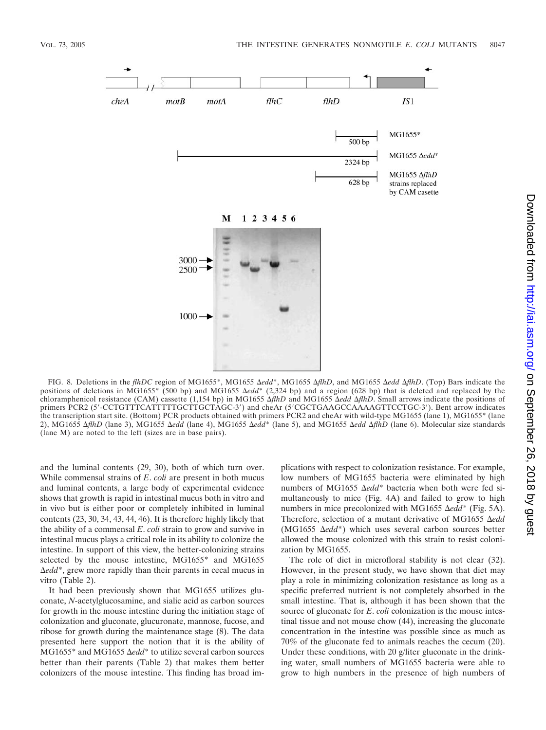FIG. 8. Deletions in the *flhDC* region of MG1655*, MG1655 Δ*edd**, MG1655 Δ*flhD*, and MG1655 Δ*edd* Δ*flhD*. (Top) Bars indicate the positions of deletions in MG1655* (500 bp) and MG1655 Δ*edd** (2,324 bp) and a region (628 bp) that is deleted and replaced by the chloramphenicol resistance (CAM) cassette (1,154 bp) in MG1655 Δ*flhD* and MG1655 Δ*edd* Δ*flhD*. Small arrows indicate the positions of primers PCR2 (5′-CCTGTTTCATTTTTGCTTGCTAGC-3′) and cheAr (5′CGCTGAAGCCAAAAGTTCCTGC-3′). Bent arrow indicates the transcription start site. (Bottom) PCR products obtained with primers PCR2 and cheAr with wild-type MG1655 (lane 1), MG1655* (lane 2), MG1655 Δ*flhD* (lane 3), MG1655 Δ*edd* (lane 4), MG1655 Δ*edd** (lane 5), and MG1655 Δ*edd* Δ*flhD* (lane 6). Molecular size standards (lane M) are noted to the left (sizes are in base pairs).

and the luminal contents (29, 30), both of which turn over. While commensal strains of *E. coli* are present in both mucus and luminal contents, a large body of experimental evidence shows that growth is rapid in intestinal mucus both in vitro and in vivo but is either poor or completely inhibited in luminal contents (23, 30, 34, 43, 44, 46). It is therefore highly likely that the ability of a commensal *E. coli* strain to grow and survive in intestinal mucus plays a critical role in its ability to colonize the intestine. In support of this view, the better-colonizing strains selected by the mouse intestine, MG1655* and MG1655 Δ*edd**, grew more rapidly than their parents in cecal mucus in vitro (Table 2).

It had been previously shown that MG1655 utilizes gluconate, *N*-acetylglucosamine, and sialic acid as carbon sources for growth in the mouse intestine during the initiation stage of colonization and gluconate, glucuronate, mannose, fucose, and ribose for growth during the maintenance stage (8). The data presented here support the notion that it is the ability of MG1655* and MG1655 Δ*edd** to utilize several carbon sources better than their parents (Table 2) that makes them better colonizers of the mouse intestine. This finding has broad implications with respect to colonization resistance. For example, low numbers of MG1655 bacteria were eliminated by high numbers of MG1655 Δ*edd** bacteria when both were fed simultaneously to mice (Fig. 4A) and failed to grow to high numbers in mice precolonized with MG1655 Δ*edd** (Fig. 5A). Therefore, selection of a mutant derivative of MG1655 Δ*edd* (MG1655 Δ*edd**) which uses several carbon sources better allowed the mouse colonized with this strain to resist colonization by MG1655.

The role of diet in microfloral stability is not clear (32). However, in the present study, we have shown that diet may play a role in minimizing colonization resistance as long as a specific preferred nutrient is not completely absorbed in the small intestine. That is, although it has been shown that the source of gluconate for *E. coli* colonization is the mouse intestinal tissue and not mouse chow (44), increasing the gluconate concentration in the intestine was possible since as much as 70% of the gluconate fed to animals reaches the cecum (20). Under these conditions, with 20 g/liter gluconate in the drinking water, small numbers of MG1655 bacteria were able to grow to high numbers in the presence of high numbers of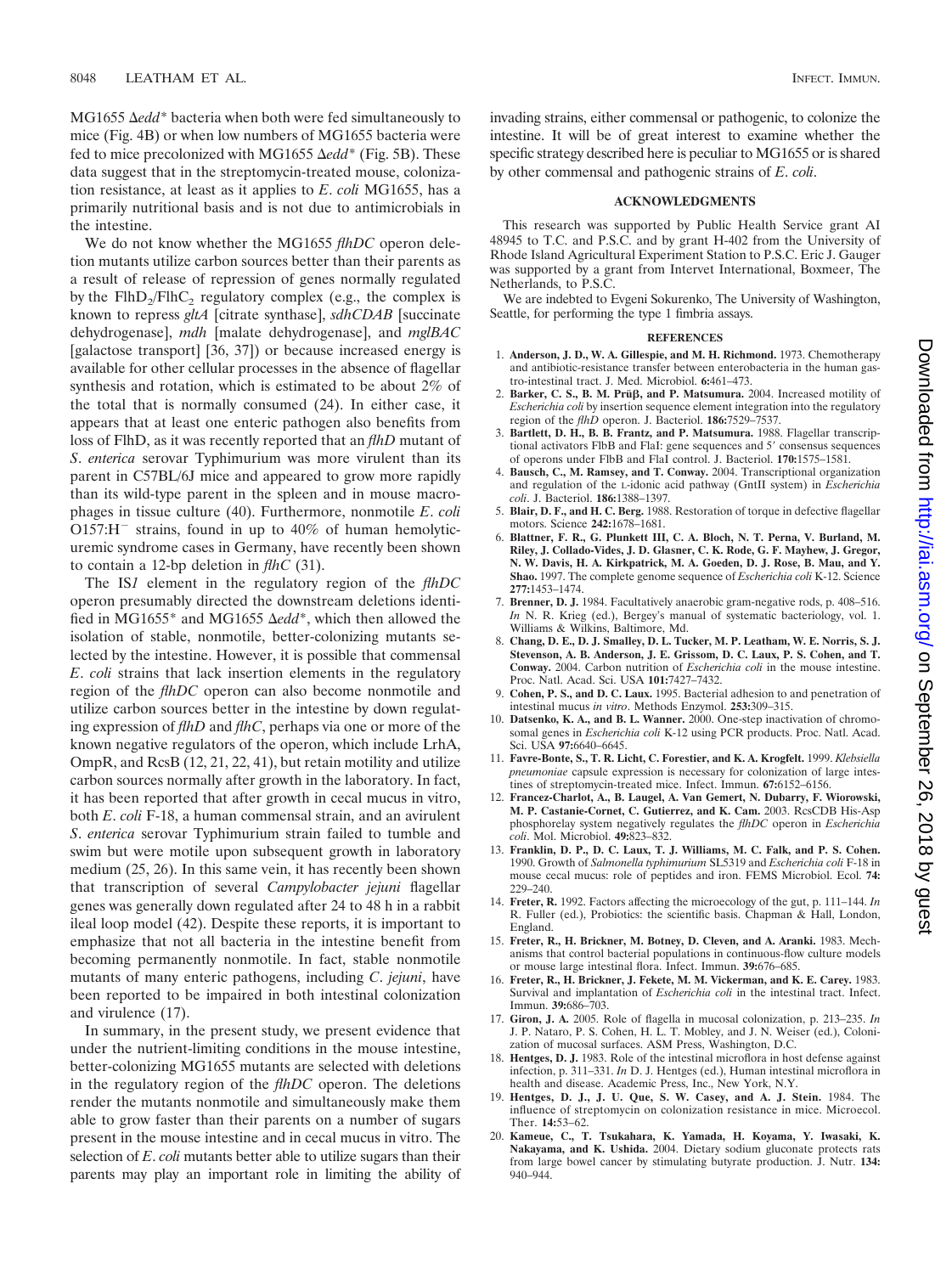MG1655 Δ*edd** bacteria when both were fed simultaneously to mice (Fig. 4B) or when low numbers of MG1655 bacteria were fed to mice precolonized with MG1655 Δ*edd** (Fig. 5B). These data suggest that in the streptomycin-treated mouse, colonization resistance, at least as it applies to *E. coli* MG1655, has a primarily nutritional basis and is not due to antimicrobials in the intestine.

We do not know whether the MG1655 *flhDC* operon deletion mutants utilize carbon sources better than their parents as a result of release of repression of genes normally regulated by the $FlhD_2/FlhC_2$ regulatory complex (e.g., the complex is known to repress *gltA* [citrate synthase], *sdhCDAB* [succinate dehydrogenase], *mdh* [malate dehydrogenase], and *mglBAC* [galactose transport] [36, 37]) or because increased energy is available for other cellular processes in the absence of flagellar synthesis and rotation, which is estimated to be about 2% of the total that is normally consumed (24). In either case, it appears that at least one enteric pathogen also benefits from loss of FlhD, as it was recently reported that an *flhD* mutant of *S. enterica* serovar Typhimurium was more virulent than its parent in C57BL/6J mice and appeared to grow more rapidly than its wild-type parent in the spleen and in mouse macrophages in tissue culture (40). Furthermore, nonmotile *E. coli* O157:H$^-$ strains, found in up to 40% of human hemolytic-uremic syndrome cases in Germany, have recently been shown to contain a 12-bp deletion in *flhC* (31).

The IS*1* element in the regulatory region of the *flhDC* operon presumably directed the downstream deletions identified in MG1655* and MG1655 Δ*edd**, which then allowed the isolation of stable, nonmotile, better-colonizing mutants selected by the intestine. However, it is possible that commensal *E. coli* strains that lack insertion elements in the regulatory region of the *flhDC* operon can also become nonmotile and utilize carbon sources better in the intestine by down regulating expression of *flhD* and *flhC*, perhaps via one or more of the known negative regulators of the operon, which include LrhA, OmpR, and RcsB (12, 21, 22, 41), but retain motility and utilize carbon sources normally after growth in the laboratory. In fact, it has been reported that after growth in cecal mucus in vitro, both *E. coli* F-18, a human commensal strain, and an avirulent *S. enterica* serovar Typhimurium strain failed to tumble and swim but were motile upon subsequent growth in laboratory medium (25, 26). In this same vein, it has recently been shown that transcription of several *Campylobacter jejuni* flagellar genes was generally down regulated after 24 to 48 h in a rabbit ileal loop model (42). Despite these reports, it is important to emphasize that not all bacteria in the intestine benefit from becoming permanently nonmotile. In fact, stable nonmotile mutants of many enteric pathogens, including *C. jejuni*, have been reported to be impaired in both intestinal colonization and virulence (17).

In summary, in the present study, we present evidence that under the nutrient-limiting conditions in the mouse intestine, better-colonizing MG1655 mutants are selected with deletions in the regulatory region of the *flhDC* operon. The deletions render the mutants nonmotile and simultaneously make them able to grow faster than their parents on a number of sugars present in the mouse intestine and in cecal mucus in vitro. The selection of *E. coli* mutants better able to utilize sugars than their parents may play an important role in limiting the ability of invading strains, either commensal or pathogenic, to colonize the intestine. It will be of great interest to examine whether the specific strategy described here is peculiar to MG1655 or is shared by other commensal and pathogenic strains of *E. coli*.

## ACKNOWLEDGMENTS

This research was supported by Public Health Service grant AI 48945 to T.C. and P.S.C. and by grant H-402 from the University of Rhode Island Agricultural Experiment Station to P.S.C. Eric J. Gauger was supported by a grant from Intervet International, Boxmeer, The Netherlands, to P.S.C.

We are indebted to Evgeni Sokurenko, The University of Washington, Seattle, for performing the type 1 fimbria assays.

## REFERENCES

1. **Anderson, J. D., W. A. Gillespie, and M. H. Richmond.** 1973. Chemotherapy and antibiotic-resistance transfer between enterobacteria in the human gastro-intestinal tract. J. Med. Microbiol. **6:**461–473.
2. **Barker, C. S., B. M. Prüβ, and P. Matsumura.** 2004. Increased motility of *Escherichia coli* by insertion sequence element integration into the regulatory region of the *flhD* operon. J. Bacteriol. **186:**7529–7537.
3. **Bartlett, D. H., B. B. Frantz, and P. Matsumura.** 1988. Flagellar transcriptional activators FlbB and FlaI: gene sequences and 5′ consensus sequences of operons under FlbB and FlaI control. J. Bacteriol. **170:**1575–1581.
4. **Bausch, C., M. Ramsey, and T. Conway.** 2004. Transcriptional organization and regulation of the L-idonic acid pathway (GntII system) in *Escherichia coli*. J. Bacteriol. **186:**1388–1397.
5. **Blair, D. F., and H. C. Berg.** 1988. Restoration of torque in defective flagellar motors. Science **242:**1678–1681.
6. **Blattner, F. R., G. Plunkett III, C. A. Bloch, N. T. Perna, V. Burland, M. Riley, J. Collado-Vides, J. D. Glasner, C. K. Rode, G. F. Mayhew, J. Gregor, N. W. Davis, H. A. Kirkpatrick, M. A. Goeden, D. J. Rose, B. Mau, and Y. Shao.** 1997. The complete genome sequence of *Escherichia coli* K-12. Science **277:**1453–1474.
7. **Brenner, D. J.** 1984. Facultatively anaerobic gram-negative rods, p. 408–516. *In* N. R. Krieg (ed.), Bergey's manual of systematic bacteriology, vol. 1. Williams & Wilkins, Baltimore, Md.
8. **Chang, D. E., D. J. Smalley, D. L. Tucker, M. P. Leatham, W. E. Norris, S. J. Stevenson, A. B. Anderson, J. E. Grissom, D. C. Laux, P. S. Cohen, and T. Conway.** 2004. Carbon nutrition of *Escherichia coli* in the mouse intestine. Proc. Natl. Acad. Sci. USA **101:**7427–7432.
9. **Cohen, P. S., and D. C. Laux.** 1995. Bacterial adhesion to and penetration of intestinal mucus *in vitro*. Methods Enzymol. **253:**309–315.
10. **Datsenko, K. A., and B. L. Wanner.** 2000. One-step inactivation of chromosomal genes in *Escherichia coli* K-12 using PCR products. Proc. Natl. Acad. Sci. USA **97:**6640–6645.
11. **Favre-Bonte, S., T. R. Licht, C. Forestier, and K. A. Krogfelt.** 1999. *Klebsiella pneumoniae* capsule expression is necessary for colonization of large intestines of streptomycin-treated mice. Infect. Immun. **67:**6152–6156.
12. **Francez-Charlot, A., B. Laugel, A. Van Gemert, N. Dubarry, F. Wiorowski, M. P. Castanie-Cornet, C. Gutierrez, and K. Cam.** 2003. RcsCDB His-Asp phosphorelay system negatively regulates the *flhDC* operon in *Escherichia coli*. Mol. Microbiol. **49:**823–832.
13. **Franklin, D. P., D. C. Laux, T. J. Williams, M. C. Falk, and P. S. Cohen.** 1990. Growth of *Salmonella typhimurium* SL5319 and *Escherichia coli* F-18 in mouse cecal mucus: role of peptides and iron. FEMS Microbiol. Ecol. **74:** 229–240.
14. **Freter, R.** 1992. Factors affecting the microecology of the gut, p. 111–144. *In* R. Fuller (ed.), Probiotics: the scientific basis. Chapman & Hall, London, England.
15. **Freter, R., H. Brickner, M. Botney, D. Cleven, and A. Aranki.** 1983. Mechanisms that control bacterial populations in continuous-flow culture models or mouse large intestinal flora. Infect. Immun. **39:**676–685.
16. **Freter, R., H. Brickner, J. Fekete, M. M. Vickerman, and K. E. Carey.** 1983. Survival and implantation of *Escherichia coli* in the intestinal tract. Infect. Immun. **39:**686–703.
17. **Giron, J. A.** 2005. Role of flagella in mucosal colonization, p. 213–235. *In* J. P. Nataro, P. S. Cohen, H. L. T. Mobley, and J. N. Weiser (ed.), Colonization of mucosal surfaces. ASM Press, Washington, D.C.
18. **Hentges, D. J.** 1983. Role of the intestinal microflora in host defense against infection, p. 311–331. *In* D. J. Hentges (ed.), Human intestinal microflora in health and disease. Academic Press, Inc., New York, N.Y.
19. **Hentges, D. J., J. U. Que, S. W. Casey, and A. J. Stein.** 1984. The influence of streptomycin on colonization resistance in mice. Microecol. Ther. **14:**53–62.
20. **Kameue, C., T. Tsukahara, K. Yamada, H. Koyama, Y. Iwasaki, K. Nakayama, and K. Ushida.** 2004. Dietary sodium gluconate protects rats from large bowel cancer by stimulating butyrate production. J. Nutr. **134:** 940–944.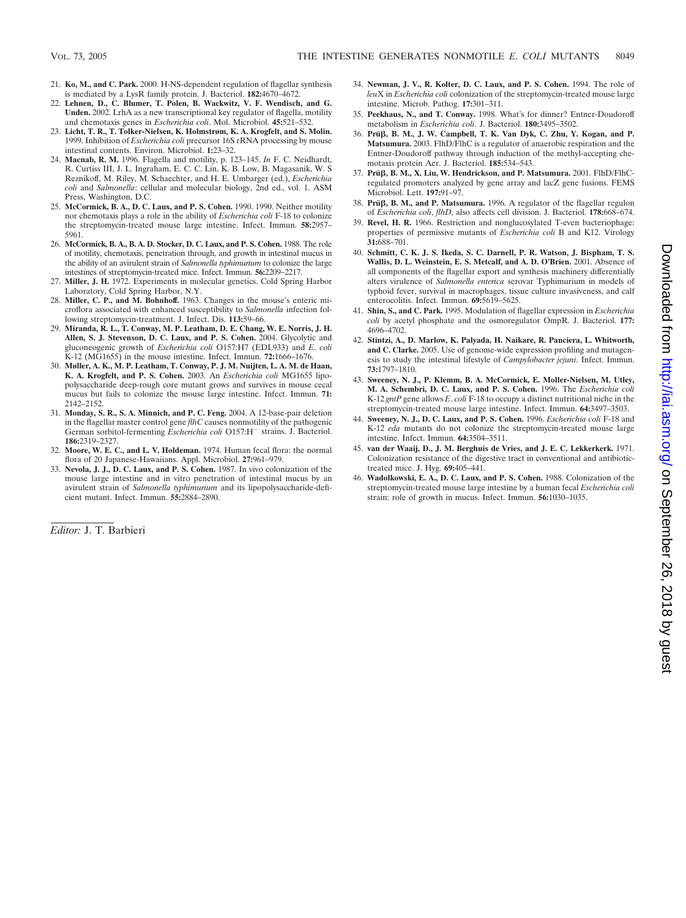21. **Ko, M., and C. Park.** 2000. H-NS-dependent regulation of flagellar synthesis is mediated by a LysR family protein. J. Bacteriol. **182:**4670–4672.
22. **Lehnen, D., C. Blumer, T. Polen, B. Wackwitz, V. F. Wendisch, and G. Unden.** 2002. LrhA as a new transcriptional key regulator of flagella, motility and chemotaxis genes in *Escherichia coli*. Mol. Microbiol. **45:**521–532.
23. **Licht, T. R., T. Tolker-Nielsen, K. Holmstrøm, K. A. Krogfelt, and S. Molin.** 1999. Inhibition of *Escherichia coli* precursor 16S rRNA processing by mouse intestinal contents. Environ. Microbiol. **1:**23–32.
24. **Macnab, R. M.** 1996. Flagella and motility, p. 123–145. *In* F. C. Neidhardt, R. Curtiss III, J. L. Ingraham, E. C. C. Lin, K. B. Low, B. Magasanik, W. S Reznikoff, M. Riley, M. Schaechter, and H. E. Umbarger (ed.), *Escherichia coli* and *Salmonella*: cellular and molecular biology, 2nd ed., vol. 1. ASM Press, Washington, D.C.
25. **McCormick, B. A., D. C. Laux, and P. S. Cohen.** 1990. 1990. Neither motility nor chemotaxis plays a role in the ability of *Escherichia coli* F-18 to colonize the streptomycin-treated mouse large intestine. Infect. Immun. **58:**2957–5961.
26. **McCormick, B. A., B. A. D. Stocker, D. C. Laux, and P. S. Cohen.** 1988. The role of motility, chemotaxis, penetration through, and growth in intestinal mucus in the ability of an avirulent strain of *Salmonella typhimurium* to colonize the large intestines of streptomycin-treated mice. Infect. Immun. **56:**2209–2217.
27. **Miller, J. H.** 1972. Experiments in molecular genetics. Cold Spring Harbor Laboratory, Cold Spring Harbor, N.Y.
28. **Miller, C. P., and M. Bohnhoff.** 1963. Changes in the mouse's enteric microflora associated with enhanced susceptibility to *Salmonella* infection following streptomycin-treatment. J. Infect. Dis. **113:**59–66.
29. **Miranda, R. L., T. Conway, M. P. Leatham, D. E. Chang, W. E. Norris, J. H. Allen, S. J. Stevenson, D. C. Laux, and P. S. Cohen.** 2004. Glycolytic and gluconeogenic growth of *Escherichia coli* O157:H7 (EDL933) and *E. coli* K-12 (MG1655) in the mouse intestine. Infect. Immun. **72:**1666–1676.
30. **Møller, A. K., M. P. Leatham, T. Conway, P. J. M. Nuijten, L. A. M. de Haan, K. A. Krogfelt, and P. S. Cohen.** 2003. An *Escherichia coli* MG1655 lipopolysaccharide deep-rough core mutant grows and survives in mouse cecal mucus but fails to colonize the mouse large intestine. Infect. Immun. **71:**2142–2152.
31. **Monday, S. R., S. A. Minnich, and P. C. Feng.** 2004. A 12-base-pair deletion in the flagellar master control gene *flhC* causes nonmotility of the pathogenic German sorbitol-fermenting *Escherichia coli* O157:H$^-$ strains. J. Bacteriol. **186:**2319–2327.
32. **Moore, W. E. C., and L. V. Holdeman.** 1974. Human fecal flora: the normal flora of 20 Japanese-Hawaiians. Appl. Microbiol. **27:**961–979.
33. **Nevola, J. J., D. C. Laux, and P. S. Cohen.** 1987. In vivo colonization of the mouse large intestine and in vitro penetration of intestinal mucus by an avirulent strain of *Salmonella typhimurium* and its lipopolysaccharide-deficient mutant. Infect. Immun. **55:**2884–2890.
34. **Newman, J. V., R. Kolter, D. C. Laux, and P. S. Cohen.** 1994. The role of *leu*X in *Escherichia coli* colonization of the streptomycin-treated mouse large intestine. Microb. Pathog. **17:**301–311.
35. **Peekhaus, N., and T. Conway.** 1998. What's for dinner? Entner-Doudoroff metabolism in *Escherichia coli*. J. Bacteriol. **180:**3495–3502.
36. **Prüß, B. M., J. W. Campbell, T. K. Van Dyk, C. Zhu, Y. Kogan, and P. Matsumura.** 2003. FlhD/FlhC is a regulator of anaerobic respiration and the Entner-Doudoroff pathway through induction of the methyl-accepting chemotaxis protein Aer. J. Bacteriol. **185:**534–543.
37. **Prüß, B. M., X. Liu, W. Hendrickson, and P. Matsumura.** 2001. FlhD/FlhC-regulated promoters analyzed by gene array and lacZ gene fusions. FEMS Microbiol. Lett. **197:**91–97.
38. **Prüß, B. M., and P. Matsumura.** 1996. A regulator of the flagellar regulon of *Escherichia coli*, *flhD*, also affects cell division. J. Bacteriol. **178:**668–674.
39. **Revel, H. R.** 1966. Restriction and nonglucosylated T-even bacteriophage: properties of permissive mutants of *Escherichia coli* B and K12. Virology **31:**688–701.
40. **Schmitt, C. K. J. S. Ikeda, S. C. Darnell, P. R. Watson, J. Bispham, T. S. Wallis, D. L. Weinstein, E. S. Metcalf, and A. D. O'Brien.** 2001. Absence of all components of the flagellar export and synthesis machinery differentially alters virulence of *Salmonella enterica* serovar Typhimurium in models of typhoid fever, survival in macrophages, tissue culture invasiveness, and calf enterocolitis. Infect. Immun. **69:**5619–5625.
41. **Shin, S., and C. Park.** 1995. Modulation of flagellar expression in *Escherichia coli* by acetyl phosphate and the osmoregulator OmpR. J. Bacteriol. **177:**4696–4702.
42. **Stintzi, A., D. Marlow, K. Palyada, H. Naikare, R. Panciera, L. Whitworth, and C. Clarke.** 2005. Use of genome-wide expression profiling and mutagenesis to study the intestinal lifestyle of *Campylobacter jejuni*. Infect. Immun. **73:**1797–1810.
43. **Sweeney, N. J., P. Klemm, B. A. McCormick, E. Moller-Nielsen, M. Utley, M. A. Schembri, D. C. Laux, and P. S. Cohen.** 1996. The *Escherichia coli* K-12 *gntP* gene allows *E. coli* F-18 to occupy a distinct nutritional niche in the streptomycin-treated mouse large intestine. Infect. Immun. **64:**3497–3503.
44. **Sweeney, N. J., D. C. Laux, and P. S. Cohen.** 1996. *Escherichia coli* F-18 and K-12 *eda* mutants do not colonize the streptomycin-treated mouse large intestine. Infect. Immun. **64:**3504–3511.
45. **van der Waaij, D., J. M. Berghuis de Vries, and J. E. C. Lekkerkerk.** 1971. Colonization resistance of the digestive tract in conventional and antibiotic-treated mice. J. Hyg. **69:**405–441.
46. **Wadolkowski, E. A., D. C. Laux, and P. S. Cohen.** 1988. Colonization of the streptomycin-treated mouse large intestine by a human fecal *Escherichia coli* strain: role of growth in mucus. Infect. Immun. **56:**1030–1035.

*Editor:* J. T. Barbieri